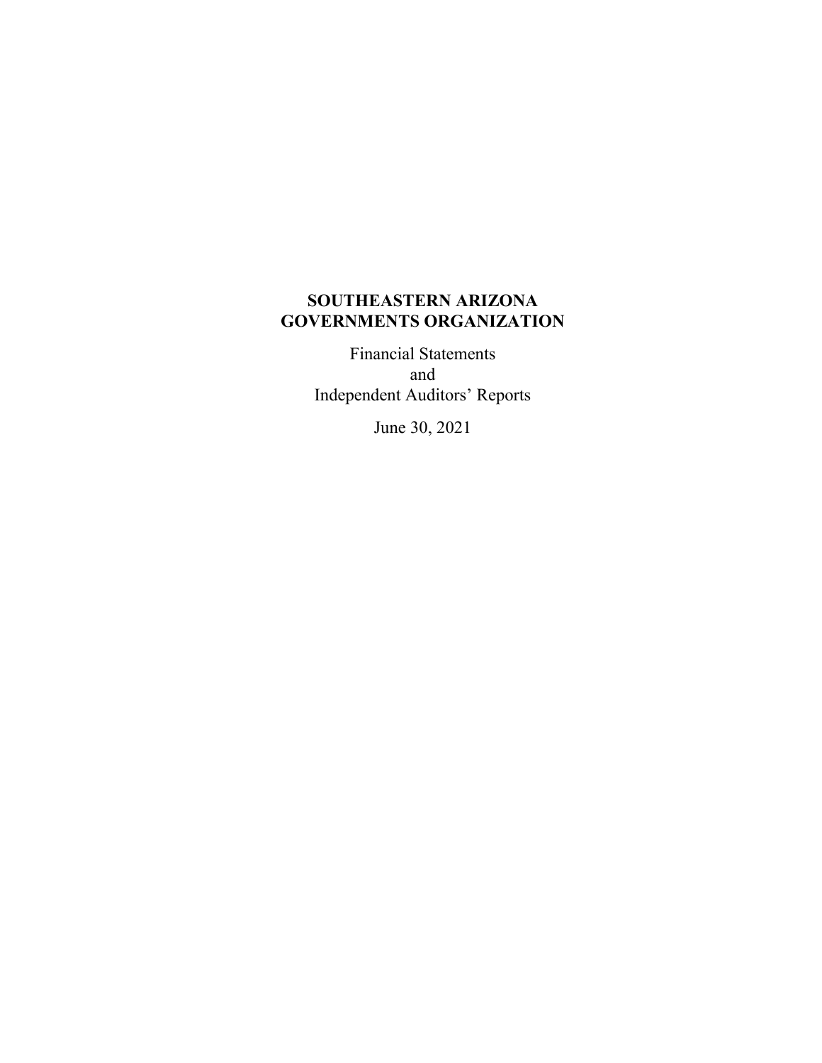# SOUTHEASTERN ARIZONA GOVERNMENTS ORGANIZATION

Financial Statements
and
Independent Auditors' Reports

June 30, 2021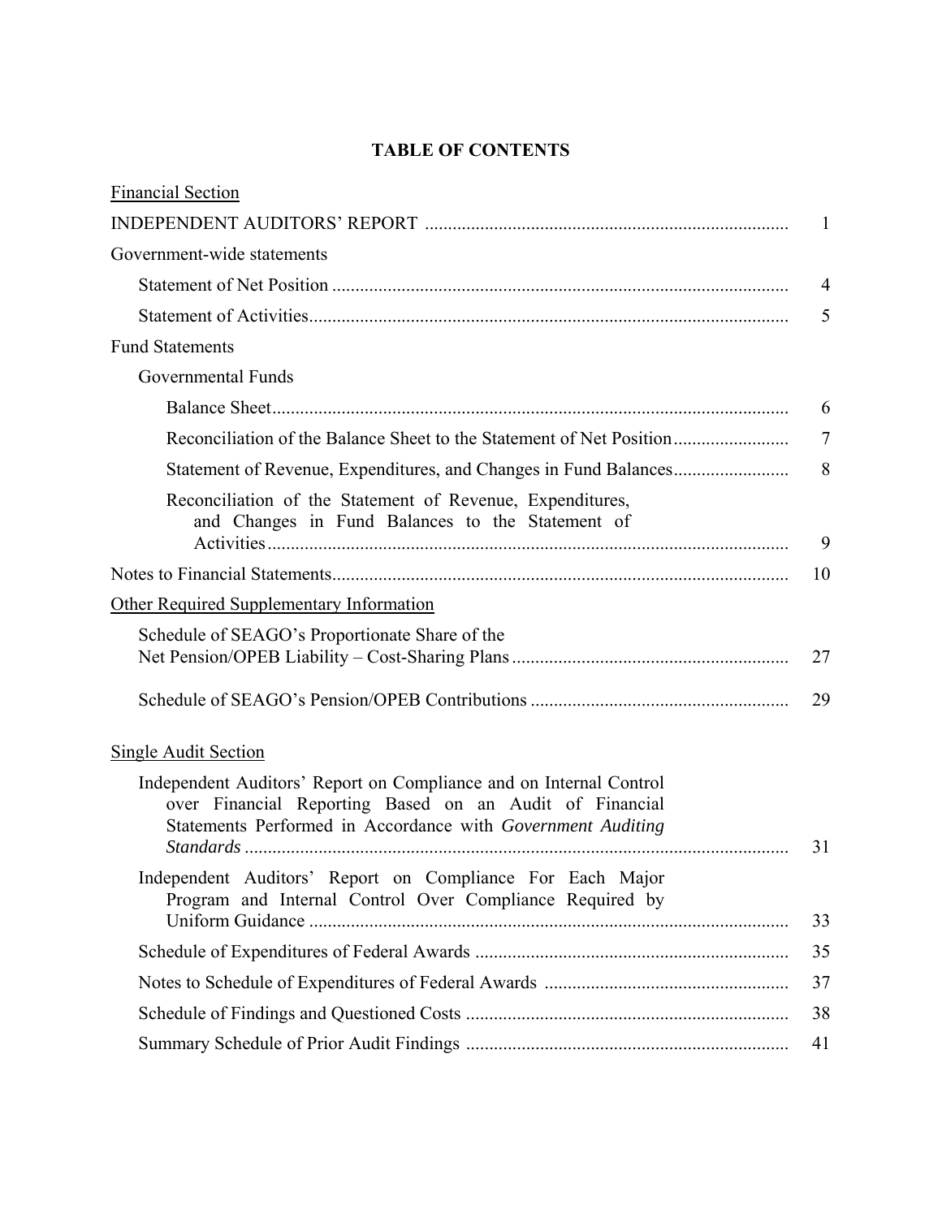# TABLE OF CONTENTS

| | |
|---|---|
| <u>Financial Section</u> | |
| INDEPENDENT AUDITORS' REPORT | 1 |
| Government-wide statements | |
| Statement of Net Position | 4 |
| Statement of Activities | 5 |
| Fund Statements | |
| Governmental Funds | |
| Balance Sheet | 6 |
| Reconciliation of the Balance Sheet to the Statement of Net Position | 7 |
| Statement of Revenue, Expenditures, and Changes in Fund Balances | 8 |
| Reconciliation of the Statement of Revenue, Expenditures, and Changes in Fund Balances to the Statement of Activities | 9 |
| Notes to Financial Statements | 10 |
| <u>Other Required Supplementary Information</u> | |
| Schedule of SEAGO's Proportionate Share of the Net Pension/OPEB Liability – Cost-Sharing Plans | 27 |
| Schedule of SEAGO's Pension/OPEB Contributions | 29 |
| <u>Single Audit Section</u> | |
| Independent Auditors' Report on Compliance and on Internal Control over Financial Reporting Based on an Audit of Financial Statements Performed in Accordance with *Government Auditing Standards* | 31 |
| Independent Auditors' Report on Compliance For Each Major Program and Internal Control Over Compliance Required by Uniform Guidance | 33 |
| Schedule of Expenditures of Federal Awards | 35 |
| Notes to Schedule of Expenditures of Federal Awards | 37 |
| Schedule of Findings and Questioned Costs | 38 |
| Summary Schedule of Prior Audit Findings | 41 |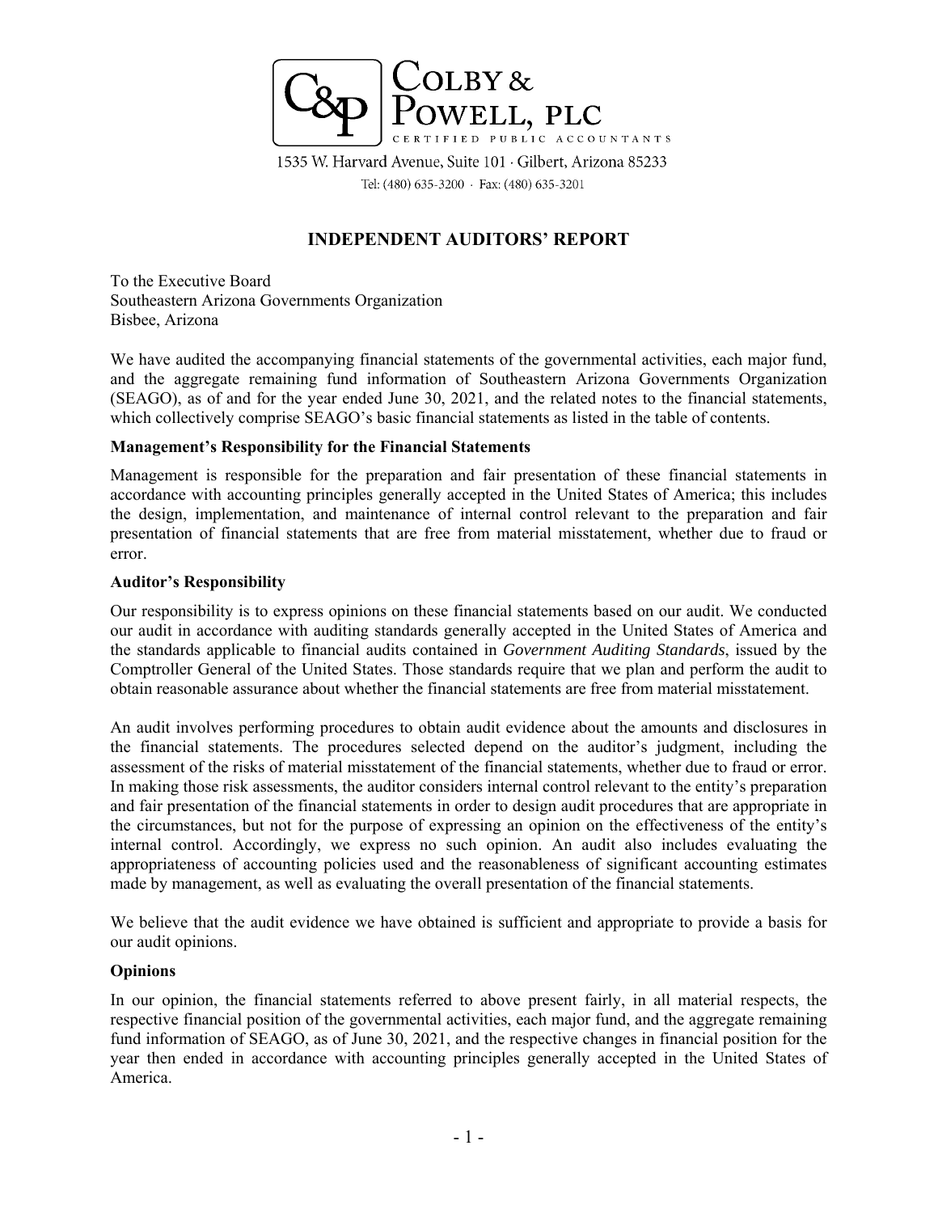COLBY & POWELL, PLC
CERTIFIED PUBLIC ACCOUNTANTS

1535 W. Harvard Avenue, Suite 101 · Gilbert, Arizona 85233
Tel: (480) 635-3200 · Fax: (480) 635-3201

# INDEPENDENT AUDITORS' REPORT

To the Executive Board
Southeastern Arizona Governments Organization
Bisbee, Arizona

We have audited the accompanying financial statements of the governmental activities, each major fund, and the aggregate remaining fund information of Southeastern Arizona Governments Organization (SEAGO), as of and for the year ended June 30, 2021, and the related notes to the financial statements, which collectively comprise SEAGO's basic financial statements as listed in the table of contents.

**Management's Responsibility for the Financial Statements**

Management is responsible for the preparation and fair presentation of these financial statements in accordance with accounting principles generally accepted in the United States of America; this includes the design, implementation, and maintenance of internal control relevant to the preparation and fair presentation of financial statements that are free from material misstatement, whether due to fraud or error.

**Auditor's Responsibility**

Our responsibility is to express opinions on these financial statements based on our audit. We conducted our audit in accordance with auditing standards generally accepted in the United States of America and the standards applicable to financial audits contained in *Government Auditing Standards*, issued by the Comptroller General of the United States. Those standards require that we plan and perform the audit to obtain reasonable assurance about whether the financial statements are free from material misstatement.

An audit involves performing procedures to obtain audit evidence about the amounts and disclosures in the financial statements. The procedures selected depend on the auditor's judgment, including the assessment of the risks of material misstatement of the financial statements, whether due to fraud or error. In making those risk assessments, the auditor considers internal control relevant to the entity's preparation and fair presentation of the financial statements in order to design audit procedures that are appropriate in the circumstances, but not for the purpose of expressing an opinion on the effectiveness of the entity's internal control. Accordingly, we express no such opinion. An audit also includes evaluating the appropriateness of accounting policies used and the reasonableness of significant accounting estimates made by management, as well as evaluating the overall presentation of the financial statements.

We believe that the audit evidence we have obtained is sufficient and appropriate to provide a basis for our audit opinions.

**Opinions**

In our opinion, the financial statements referred to above present fairly, in all material respects, the respective financial position of the governmental activities, each major fund, and the aggregate remaining fund information of SEAGO, as of June 30, 2021, and the respective changes in financial position for the year then ended in accordance with accounting principles generally accepted in the United States of America.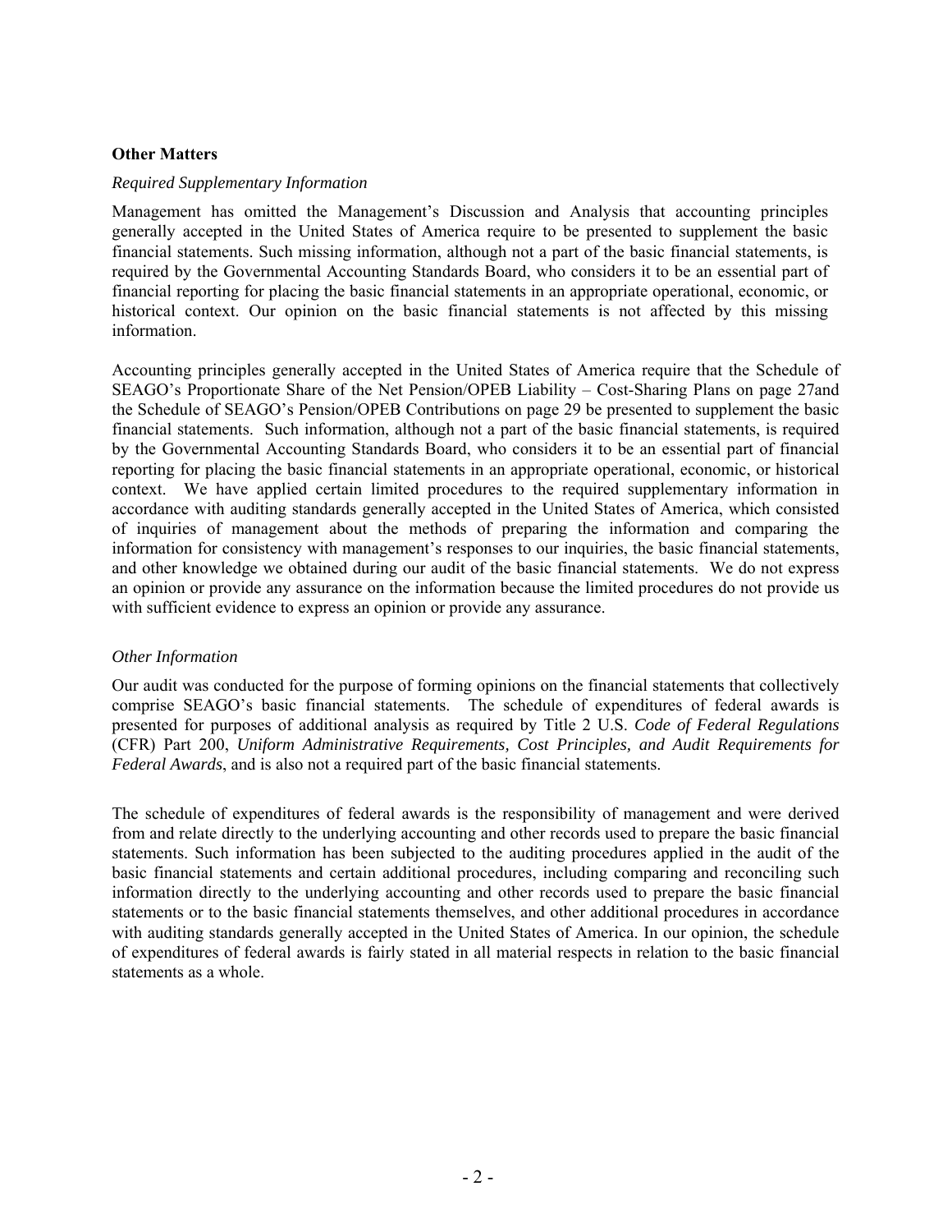**Other Matters**

*Required Supplementary Information*

Management has omitted the Management's Discussion and Analysis that accounting principles generally accepted in the United States of America require to be presented to supplement the basic financial statements. Such missing information, although not a part of the basic financial statements, is required by the Governmental Accounting Standards Board, who considers it to be an essential part of financial reporting for placing the basic financial statements in an appropriate operational, economic, or historical context. Our opinion on the basic financial statements is not affected by this missing information.

Accounting principles generally accepted in the United States of America require that the Schedule of SEAGO's Proportionate Share of the Net Pension/OPEB Liability – Cost-Sharing Plans on page 27and the Schedule of SEAGO's Pension/OPEB Contributions on page 29 be presented to supplement the basic financial statements. Such information, although not a part of the basic financial statements, is required by the Governmental Accounting Standards Board, who considers it to be an essential part of financial reporting for placing the basic financial statements in an appropriate operational, economic, or historical context. We have applied certain limited procedures to the required supplementary information in accordance with auditing standards generally accepted in the United States of America, which consisted of inquiries of management about the methods of preparing the information and comparing the information for consistency with management's responses to our inquiries, the basic financial statements, and other knowledge we obtained during our audit of the basic financial statements. We do not express an opinion or provide any assurance on the information because the limited procedures do not provide us with sufficient evidence to express an opinion or provide any assurance.

*Other Information*

Our audit was conducted for the purpose of forming opinions on the financial statements that collectively comprise SEAGO's basic financial statements. The schedule of expenditures of federal awards is presented for purposes of additional analysis as required by Title 2 U.S. *Code of Federal Regulations* (CFR) Part 200, *Uniform Administrative Requirements, Cost Principles, and Audit Requirements for Federal Awards*, and is also not a required part of the basic financial statements.

The schedule of expenditures of federal awards is the responsibility of management and were derived from and relate directly to the underlying accounting and other records used to prepare the basic financial statements. Such information has been subjected to the auditing procedures applied in the audit of the basic financial statements and certain additional procedures, including comparing and reconciling such information directly to the underlying accounting and other records used to prepare the basic financial statements or to the basic financial statements themselves, and other additional procedures in accordance with auditing standards generally accepted in the United States of America. In our opinion, the schedule of expenditures of federal awards is fairly stated in all material respects in relation to the basic financial statements as a whole.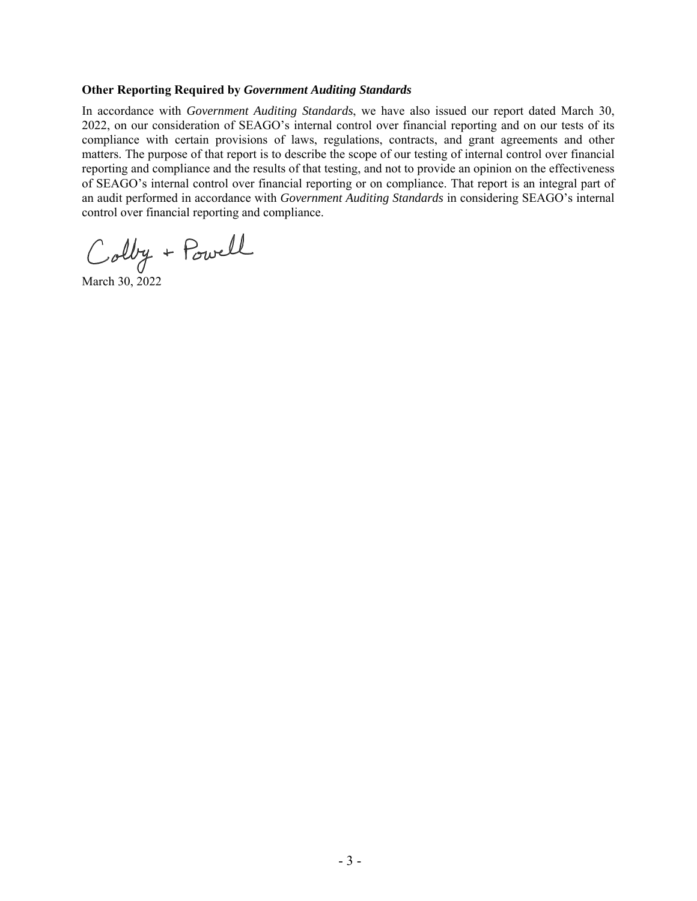### Other Reporting Required by *Government Auditing Standards*

In accordance with *Government Auditing Standards*, we have also issued our report dated March 30, 2022, on our consideration of SEAGO's internal control over financial reporting and on our tests of its compliance with certain provisions of laws, regulations, contracts, and grant agreements and other matters. The purpose of that report is to describe the scope of our testing of internal control over financial reporting and compliance and the results of that testing, and not to provide an opinion on the effectiveness of SEAGO's internal control over financial reporting or on compliance. That report is an integral part of an audit performed in accordance with *Government Auditing Standards* in considering SEAGO's internal control over financial reporting and compliance.

Colby + Powell

March 30, 2022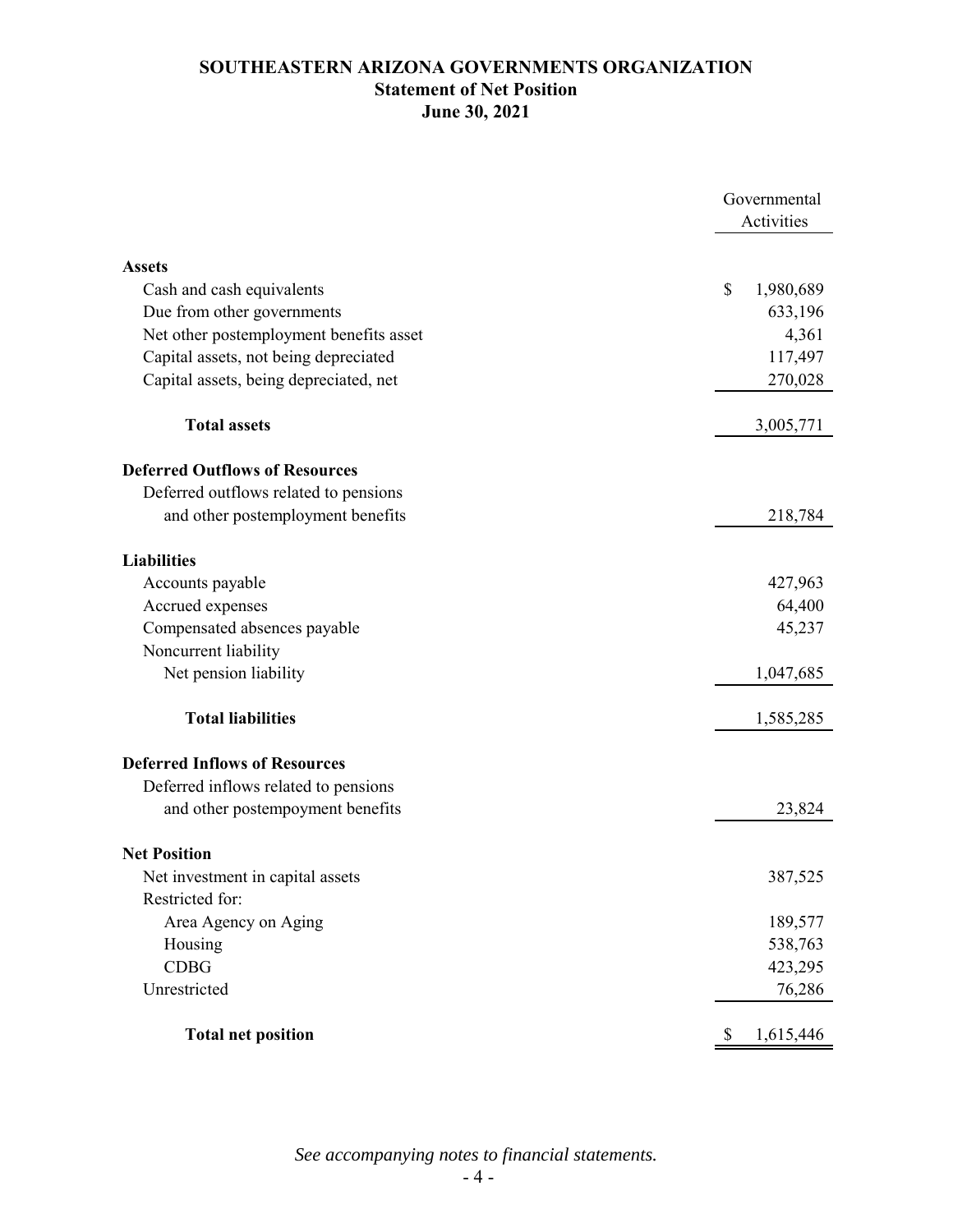# SOUTHEASTERN ARIZONA GOVERNMENTS ORGANIZATION
## Statement of Net Position
## June 30, 2021

| | Governmental Activities |
|---|---|
| **Assets** | |
| Cash and cash equivalents | $ 1,980,689 |
| Due from other governments | 633,196 |
| Net other postemployment benefits asset | 4,361 |
| Capital assets, not being depreciated | 117,497 |
| Capital assets, being depreciated, net | 270,028 |
| **Total assets** | 3,005,771 |
| **Deferred Outflows of Resources** | |
| Deferred outflows related to pensions and other postemployment benefits | 218,784 |
| **Liabilities** | |
| Accounts payable | 427,963 |
| Accrued expenses | 64,400 |
| Compensated absences payable | 45,237 |
| Noncurrent liability | |
| Net pension liability | 1,047,685 |
| **Total liabilities** | 1,585,285 |
| **Deferred Inflows of Resources** | |
| Deferred inflows related to pensions and other postempoyment benefits | 23,824 |
| **Net Position** | |
| Net investment in capital assets | 387,525 |
| Restricted for: | |
| Area Agency on Aging | 189,577 |
| Housing | 538,763 |
| CDBG | 423,295 |
| Unrestricted | 76,286 |
| **Total net position** | $ 1,615,446 |

*See accompanying notes to financial statements.*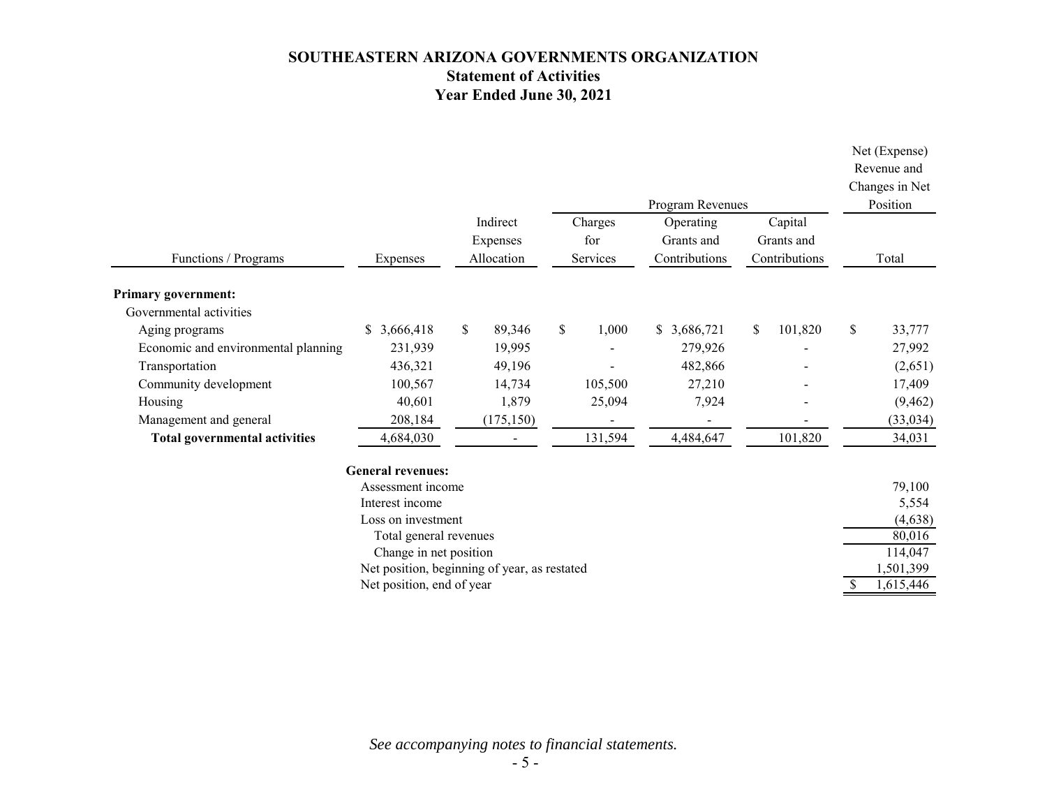# SOUTHEASTERN ARIZONA GOVERNMENTS ORGANIZATION

## Statement of Activities

### Year Ended June 30, 2021

| | | | Program Revenues | | | Net (Expense) Revenue and Changes in Net Position |
|---|---|---|---|---|---|---|
| Functions / Programs | Expenses | Indirect Expenses Allocation | Charges for Services | Operating Grants and Contributions | Capital Grants and Contributions | Total |
| **Primary government:** | | | | | | |
| Governmental activities | | | | | | |
| Aging programs | $ 3,666,418 | $ 89,346 | $ 1,000 | $ 3,686,721 | $ 101,820 | $ 33,777 |
| Economic and environmental planning | 231,939 | 19,995 | - | 279,926 | - | 27,992 |
| Transportation | 436,321 | 49,196 | - | 482,866 | - | (2,651) |
| Community development | 100,567 | 14,734 | 105,500 | 27,210 | - | 17,409 |
| Housing | 40,601 | 1,879 | 25,094 | 7,924 | - | (9,462) |
| Management and general | 208,184 | (175,150) | - | - | - | (33,034) |
| **Total governmental activities** | 4,684,030 | - | 131,594 | 4,484,647 | 101,820 | 34,031 |
| | | | | | | |
| **General revenues:** | | | | | | |
| Assessment income | | | | | | 79,100 |
| Interest income | | | | | | 5,554 |
| Loss on investment | | | | | | (4,638) |
| Total general revenues | | | | | | 80,016 |
| Change in net position | | | | | | 114,047 |
| Net position, beginning of year, as restated | | | | | | 1,501,399 |
| Net position, end of year | | | | | | $ 1,615,446 |

*See accompanying notes to financial statements.*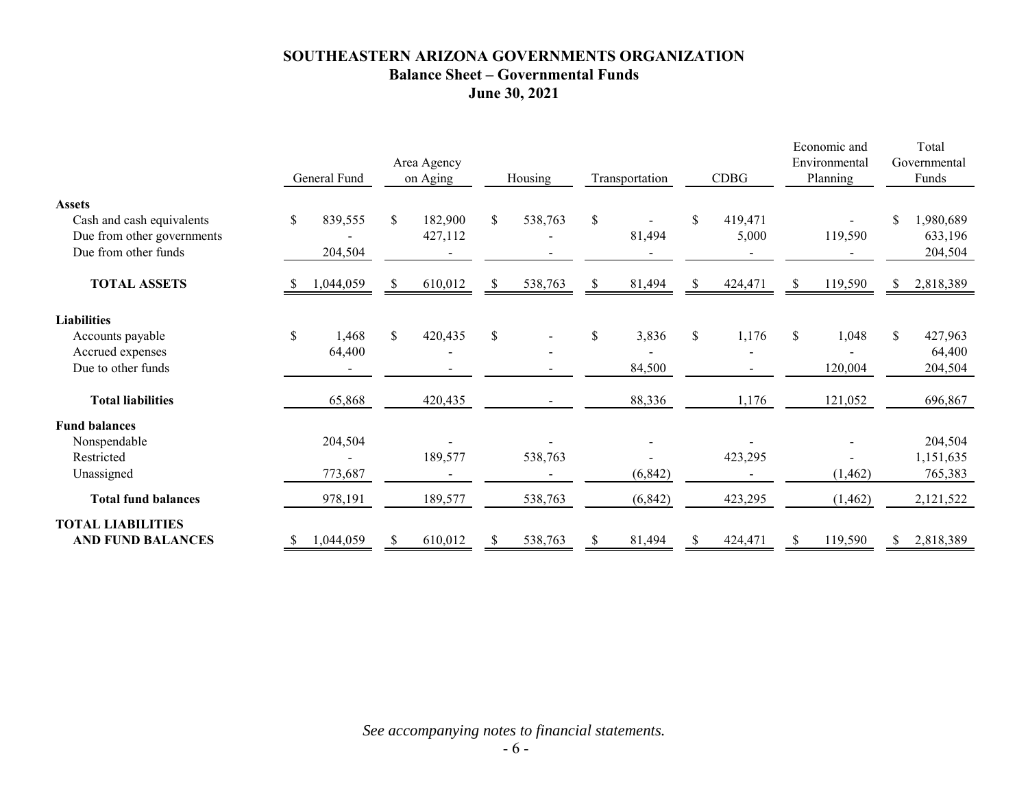# SOUTHEASTERN ARIZONA GOVERNMENTS ORGANIZATION
## Balance Sheet – Governmental Funds
## June 30, 2021

| | General Fund | Area Agency on Aging | Housing | Transportation | CDBG | Economic and Environmental Planning | Total Governmental Funds |
|---|---|---|---|---|---|---|---|
| **Assets** | | | | | | | |
| Cash and cash equivalents | $ 839,555 | $ 182,900 | $ 538,763 | $ - | $ 419,471 | - | $ 1,980,689 |
| Due from other governments | - | 427,112 | - | 81,494 | 5,000 | 119,590 | 633,196 |
| Due from other funds | 204,504 | - | - | - | - | - | 204,504 |
| **TOTAL ASSETS** | $ 1,044,059 | $ 610,012 | $ 538,763 | $ 81,494 | $ 424,471 | $ 119,590 | $ 2,818,389 |
| **Liabilities** | | | | | | | |
| Accounts payable | $ 1,468 | $ 420,435 | $ - | $ 3,836 | $ 1,176 | $ 1,048 | $ 427,963 |
| Accrued expenses | 64,400 | - | - | - | - | - | 64,400 |
| Due to other funds | - | - | - | 84,500 | - | 120,004 | 204,504 |
| **Total liabilities** | 65,868 | 420,435 | - | 88,336 | 1,176 | 121,052 | 696,867 |
| **Fund balances** | | | | | | | |
| Nonspendable | 204,504 | - | - | - | - | - | 204,504 |
| Restricted | - | 189,577 | 538,763 | - | 423,295 | - | 1,151,635 |
| Unassigned | 773,687 | - | - | (6,842) | - | (1,462) | 765,383 |
| **Total fund balances** | 978,191 | 189,577 | 538,763 | (6,842) | 423,295 | (1,462) | 2,121,522 |
| **TOTAL LIABILITIES AND FUND BALANCES** | $ 1,044,059 | $ 610,012 | $ 538,763 | $ 81,494 | $ 424,471 | $ 119,590 | $ 2,818,389 |

*See accompanying notes to financial statements.*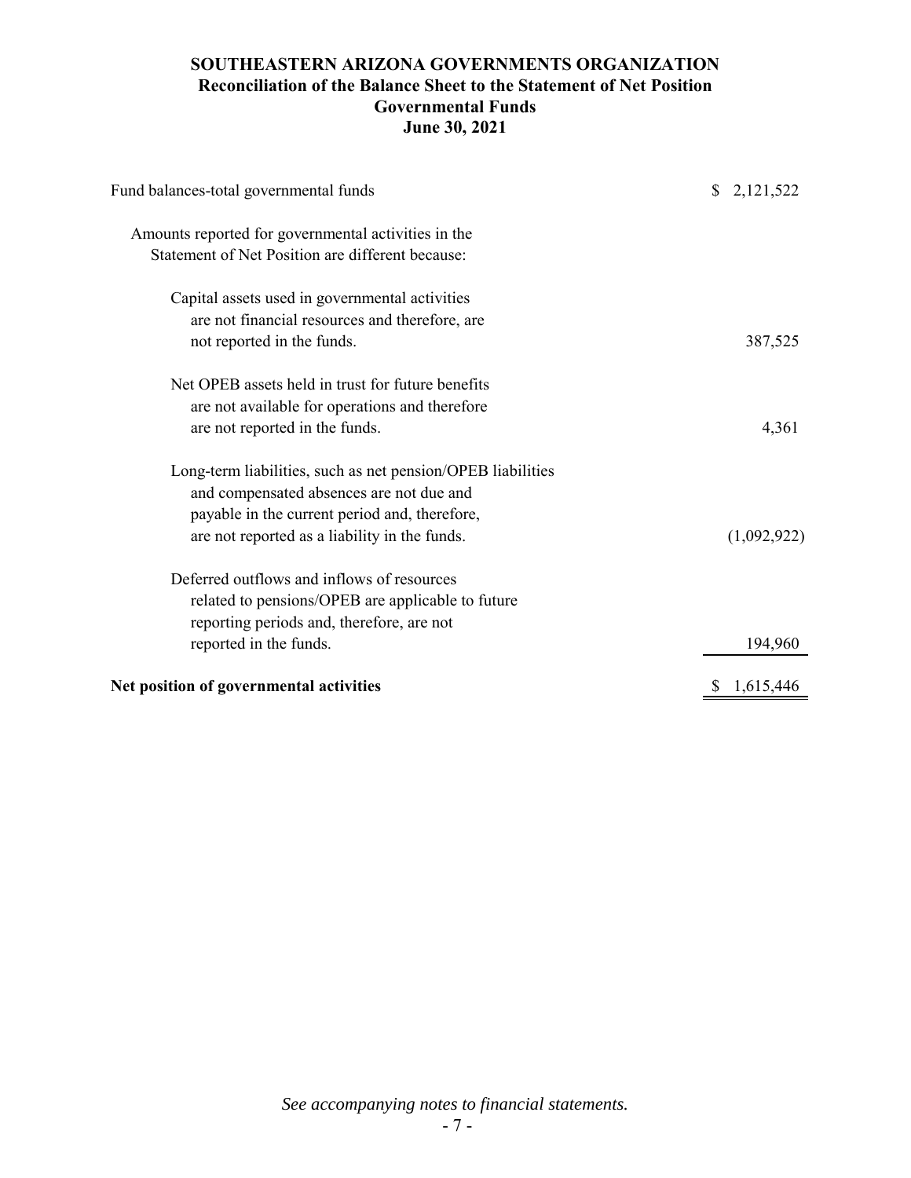# SOUTHEASTERN ARIZONA GOVERNMENTS ORGANIZATION

## Reconciliation of the Balance Sheet to the Statement of Net Position

## Governmental Funds

## June 30, 2021

| | |
|---|---|
| Fund balances-total governmental funds | $ 2,121,522 |
| Amounts reported for governmental activities in the Statement of Net Position are different because: | |
| Capital assets used in governmental activities are not financial resources and therefore, are not reported in the funds. | 387,525 |
| Net OPEB assets held in trust for future benefits are not available for operations and therefore are not reported in the funds. | 4,361 |
| Long-term liabilities, such as net pension/OPEB liabilities and compensated absences are not due and payable in the current period and, therefore, are not reported as a liability in the funds. | (1,092,922) |
| Deferred outflows and inflows of resources related to pensions/OPEB are applicable to future reporting periods and, therefore, are not reported in the funds. | 194,960 |
| **Net position of governmental activities** | $ 1,615,446 |

*See accompanying notes to financial statements.*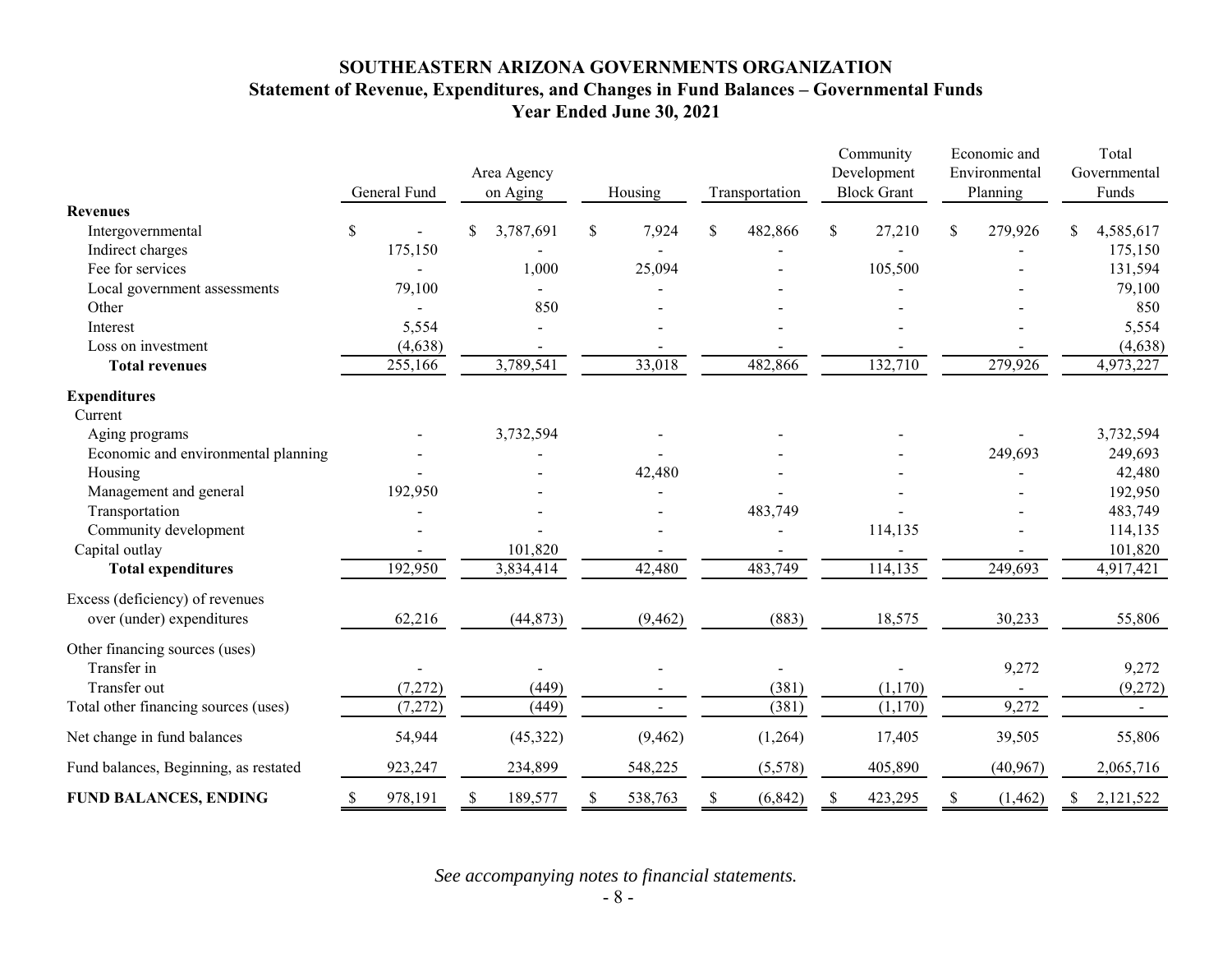# SOUTHEASTERN ARIZONA GOVERNMENTS ORGANIZATION

## Statement of Revenue, Expenditures, and Changes in Fund Balances – Governmental Funds

### Year Ended June 30, 2021

| | General Fund | Area Agency on Aging | Housing | Transportation | Community Development Block Grant | Economic and Environmental Planning | Total Governmental Funds |
|---|---|---|---|---|---|---|---|
| **Revenues** | | | | | | | |
| Intergovernmental | $ - | $ 3,787,691 | $ 7,924 | $ 482,866 | $ 27,210 | $ 279,926 | $ 4,585,617 |
| Indirect charges | 175,150 | - | - | - | - | - | 175,150 |
| Fee for services | - | 1,000 | 25,094 | - | 105,500 | - | 131,594 |
| Local government assessments | 79,100 | - | - | - | - | - | 79,100 |
| Other | - | 850 | - | - | - | - | 850 |
| Interest | 5,554 | - | - | - | - | - | 5,554 |
| Loss on investment | (4,638) | - | - | - | - | - | (4,638) |
| **Total revenues** | 255,166 | 3,789,541 | 33,018 | 482,866 | 132,710 | 279,926 | 4,973,227 |
| **Expenditures** | | | | | | | |
| Current | | | | | | | |
| Aging programs | - | 3,732,594 | - | - | - | - | 3,732,594 |
| Economic and environmental planning | - | - | - | - | - | 249,693 | 249,693 |
| Housing | - | - | 42,480 | - | - | - | 42,480 |
| Management and general | 192,950 | - | - | - | - | - | 192,950 |
| Transportation | - | - | - | 483,749 | - | - | 483,749 |
| Community development | - | - | - | - | 114,135 | - | 114,135 |
| Capital outlay | - | 101,820 | - | - | - | - | 101,820 |
| **Total expenditures** | 192,950 | 3,834,414 | 42,480 | 483,749 | 114,135 | 249,693 | 4,917,421 |
| Excess (deficiency) of revenues over (under) expenditures | 62,216 | (44,873) | (9,462) | (883) | 18,575 | 30,233 | 55,806 |
| Other financing sources (uses) | | | | | | | |
| Transfer in | - | - | - | - | - | 9,272 | 9,272 |
| Transfer out | (7,272) | (449) | - | (381) | (1,170) | - | (9,272) |
| Total other financing sources (uses) | (7,272) | (449) | - | (381) | (1,170) | 9,272 | - |
| Net change in fund balances | 54,944 | (45,322) | (9,462) | (1,264) | 17,405 | 39,505 | 55,806 |
| Fund balances, Beginning, as restated | 923,247 | 234,899 | 548,225 | (5,578) | 405,890 | (40,967) | 2,065,716 |
| **FUND BALANCES, ENDING** | $ 978,191 | $ 189,577 | $ 538,763 | $ (6,842) | $ 423,295 | $ (1,462) | $ 2,121,522 |

*See accompanying notes to financial statements.*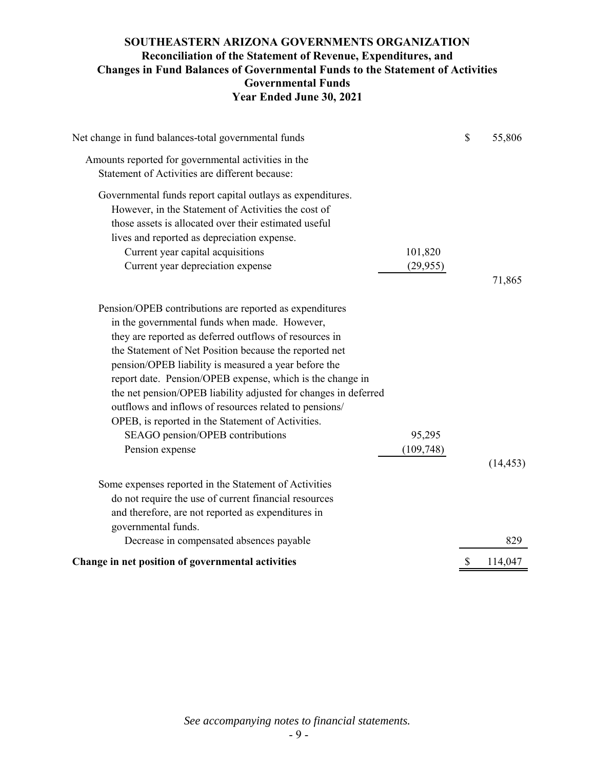# SOUTHEASTERN ARIZONA GOVERNMENTS ORGANIZATION

## Reconciliation of the Statement of Revenue, Expenditures, and Changes in Fund Balances of Governmental Funds to the Statement of Activities

### Governmental Funds

### Year Ended June 30, 2021

| | | |
|---|---|---|
| Net change in fund balances-total governmental funds | | $ 55,806 |
| Amounts reported for governmental activities in the Statement of Activities are different because: | | |
| Governmental funds report capital outlays as expenditures. However, in the Statement of Activities the cost of those assets is allocated over their estimated useful lives and reported as depreciation expense. | | |
| Current year capital acquisitions | 101,820 | |
| Current year depreciation expense | (29,955) | |
| | | 71,865 |
| Pension/OPEB contributions are reported as expenditures in the governmental funds when made. However, they are reported as deferred outflows of resources in the Statement of Net Position because the reported net pension/OPEB liability is measured a year before the report date. Pension/OPEB expense, which is the change in the net pension/OPEB liability adjusted for changes in deferred outflows and inflows of resources related to pensions/ OPEB, is reported in the Statement of Activities. | | |
| SEAGO pension/OPEB contributions | 95,295 | |
| Pension expense | (109,748) | |
| | | (14,453) |
| Some expenses reported in the Statement of Activities do not require the use of current financial resources and therefore, are not reported as expenditures in governmental funds. | | |
| Decrease in compensated absences payable | | 829 |
| **Change in net position of governmental activities** | | $ 114,047 |

*See accompanying notes to financial statements.*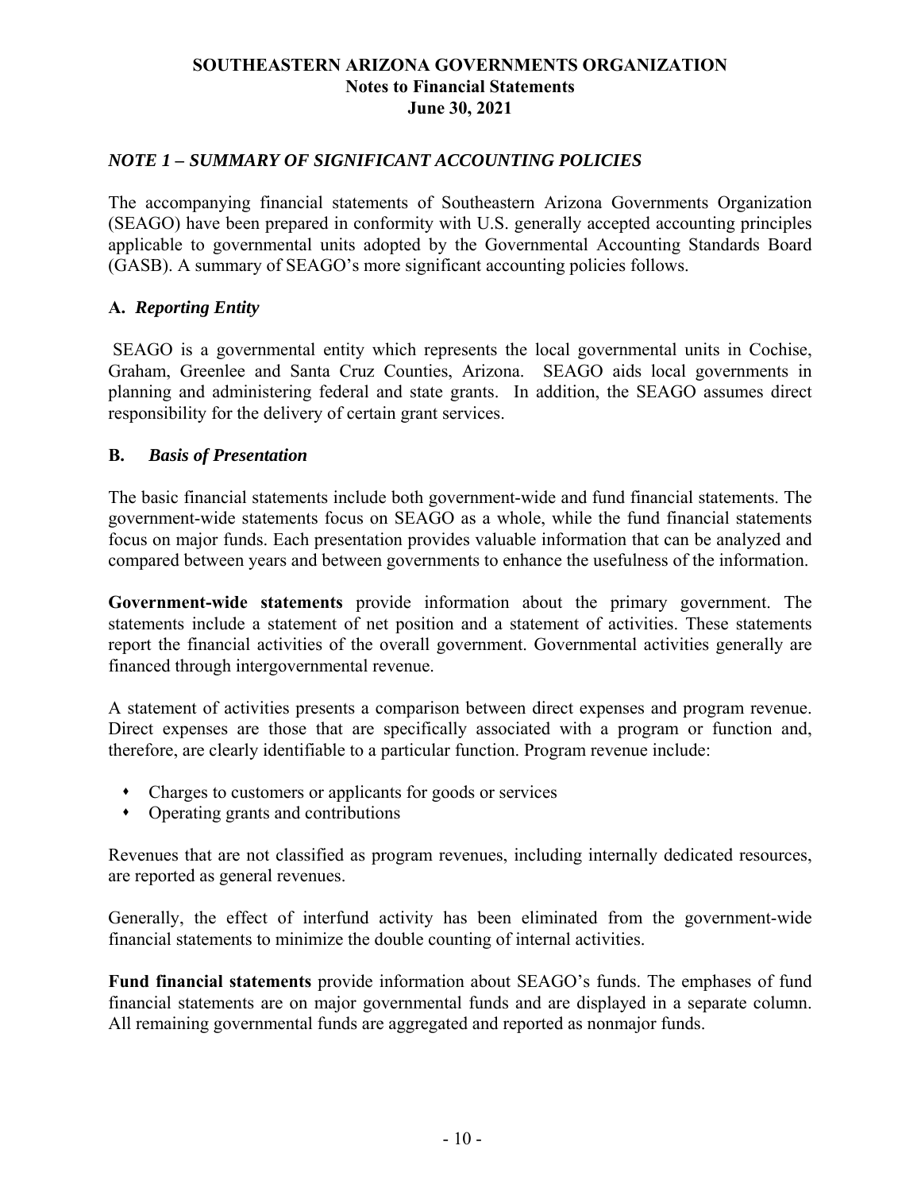# SOUTHEASTERN ARIZONA GOVERNMENTS ORGANIZATION
## Notes to Financial Statements
## June 30, 2021

### *NOTE 1 – SUMMARY OF SIGNIFICANT ACCOUNTING POLICIES*

The accompanying financial statements of Southeastern Arizona Governments Organization (SEAGO) have been prepared in conformity with U.S. generally accepted accounting principles applicable to governmental units adopted by the Governmental Accounting Standards Board (GASB). A summary of SEAGO's more significant accounting policies follows.

**A. *Reporting Entity***

SEAGO is a governmental entity which represents the local governmental units in Cochise, Graham, Greenlee and Santa Cruz Counties, Arizona. SEAGO aids local governments in planning and administering federal and state grants. In addition, the SEAGO assumes direct responsibility for the delivery of certain grant services.

**B. *Basis of Presentation***

The basic financial statements include both government-wide and fund financial statements. The government-wide statements focus on SEAGO as a whole, while the fund financial statements focus on major funds. Each presentation provides valuable information that can be analyzed and compared between years and between governments to enhance the usefulness of the information.

**Government-wide statements** provide information about the primary government. The statements include a statement of net position and a statement of activities. These statements report the financial activities of the overall government. Governmental activities generally are financed through intergovernmental revenue.

A statement of activities presents a comparison between direct expenses and program revenue. Direct expenses are those that are specifically associated with a program or function and, therefore, are clearly identifiable to a particular function. Program revenue include:

- Charges to customers or applicants for goods or services
- Operating grants and contributions

Revenues that are not classified as program revenues, including internally dedicated resources, are reported as general revenues.

Generally, the effect of interfund activity has been eliminated from the government-wide financial statements to minimize the double counting of internal activities.

**Fund financial statements** provide information about SEAGO's funds. The emphases of fund financial statements are on major governmental funds and are displayed in a separate column. All remaining governmental funds are aggregated and reported as nonmajor funds.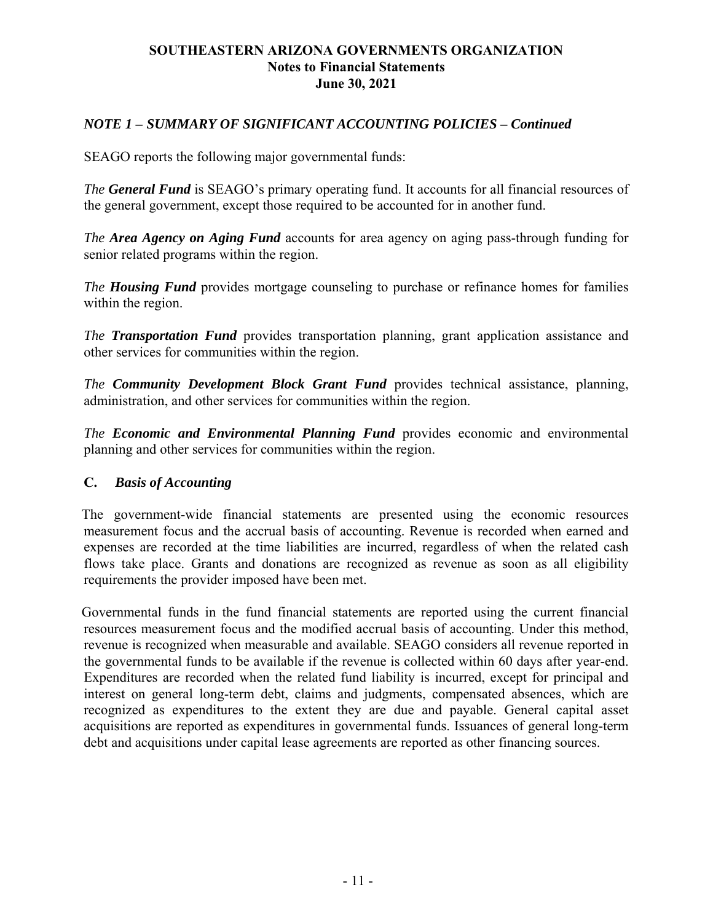# SOUTHEASTERN ARIZONA GOVERNMENTS ORGANIZATION
## Notes to Financial Statements
## June 30, 2021

### *NOTE 1 – SUMMARY OF SIGNIFICANT ACCOUNTING POLICIES – Continued*

SEAGO reports the following major governmental funds:

*The **General Fund*** is SEAGO's primary operating fund. It accounts for all financial resources of the general government, except those required to be accounted for in another fund.

*The **Area Agency on Aging Fund*** accounts for area agency on aging pass-through funding for senior related programs within the region.

*The **Housing Fund*** provides mortgage counseling to purchase or refinance homes for families within the region.

*The **Transportation Fund*** provides transportation planning, grant application assistance and other services for communities within the region.

*The **Community Development Block Grant Fund*** provides technical assistance, planning, administration, and other services for communities within the region.

*The **Economic and Environmental Planning Fund*** provides economic and environmental planning and other services for communities within the region.

### **C.** *Basis of Accounting*

The government-wide financial statements are presented using the economic resources measurement focus and the accrual basis of accounting. Revenue is recorded when earned and expenses are recorded at the time liabilities are incurred, regardless of when the related cash flows take place. Grants and donations are recognized as revenue as soon as all eligibility requirements the provider imposed have been met.

Governmental funds in the fund financial statements are reported using the current financial resources measurement focus and the modified accrual basis of accounting. Under this method, revenue is recognized when measurable and available. SEAGO considers all revenue reported in the governmental funds to be available if the revenue is collected within 60 days after year-end. Expenditures are recorded when the related fund liability is incurred, except for principal and interest on general long-term debt, claims and judgments, compensated absences, which are recognized as expenditures to the extent they are due and payable. General capital asset acquisitions are reported as expenditures in governmental funds. Issuances of general long-term debt and acquisitions under capital lease agreements are reported as other financing sources.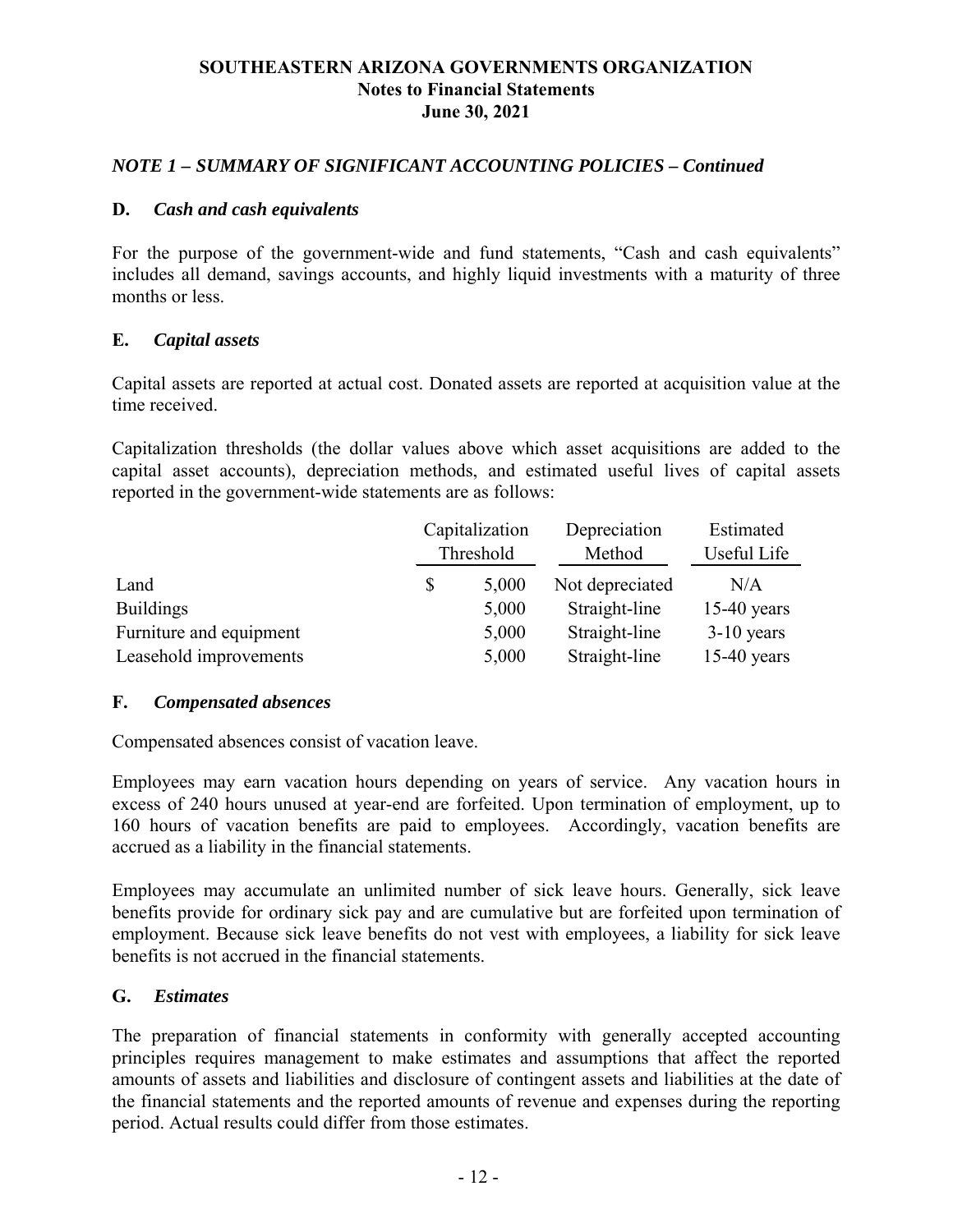# SOUTHEASTERN ARIZONA GOVERNMENTS ORGANIZATION
## Notes to Financial Statements
## June 30, 2021

### *NOTE 1 – SUMMARY OF SIGNIFICANT ACCOUNTING POLICIES – Continued*

**D.** ***Cash and cash equivalents***

For the purpose of the government-wide and fund statements, "Cash and cash equivalents" includes all demand, savings accounts, and highly liquid investments with a maturity of three months or less.

**E.** ***Capital assets***

Capital assets are reported at actual cost. Donated assets are reported at acquisition value at the time received.

Capitalization thresholds (the dollar values above which asset acquisitions are added to the capital asset accounts), depreciation methods, and estimated useful lives of capital assets reported in the government-wide statements are as follows:

| | Capitalization Threshold | Depreciation Method | Estimated Useful Life |
|---|---|---|---|
| Land | $ 5,000 | Not depreciated | N/A |
| Buildings | 5,000 | Straight-line | 15-40 years |
| Furniture and equipment | 5,000 | Straight-line | 3-10 years |
| Leasehold improvements | 5,000 | Straight-line | 15-40 years |

**F.** ***Compensated absences***

Compensated absences consist of vacation leave.

Employees may earn vacation hours depending on years of service. Any vacation hours in excess of 240 hours unused at year-end are forfeited. Upon termination of employment, up to 160 hours of vacation benefits are paid to employees. Accordingly, vacation benefits are accrued as a liability in the financial statements.

Employees may accumulate an unlimited number of sick leave hours. Generally, sick leave benefits provide for ordinary sick pay and are cumulative but are forfeited upon termination of employment. Because sick leave benefits do not vest with employees, a liability for sick leave benefits is not accrued in the financial statements.

**G.** ***Estimates***

The preparation of financial statements in conformity with generally accepted accounting principles requires management to make estimates and assumptions that affect the reported amounts of assets and liabilities and disclosure of contingent assets and liabilities at the date of the financial statements and the reported amounts of revenue and expenses during the reporting period. Actual results could differ from those estimates.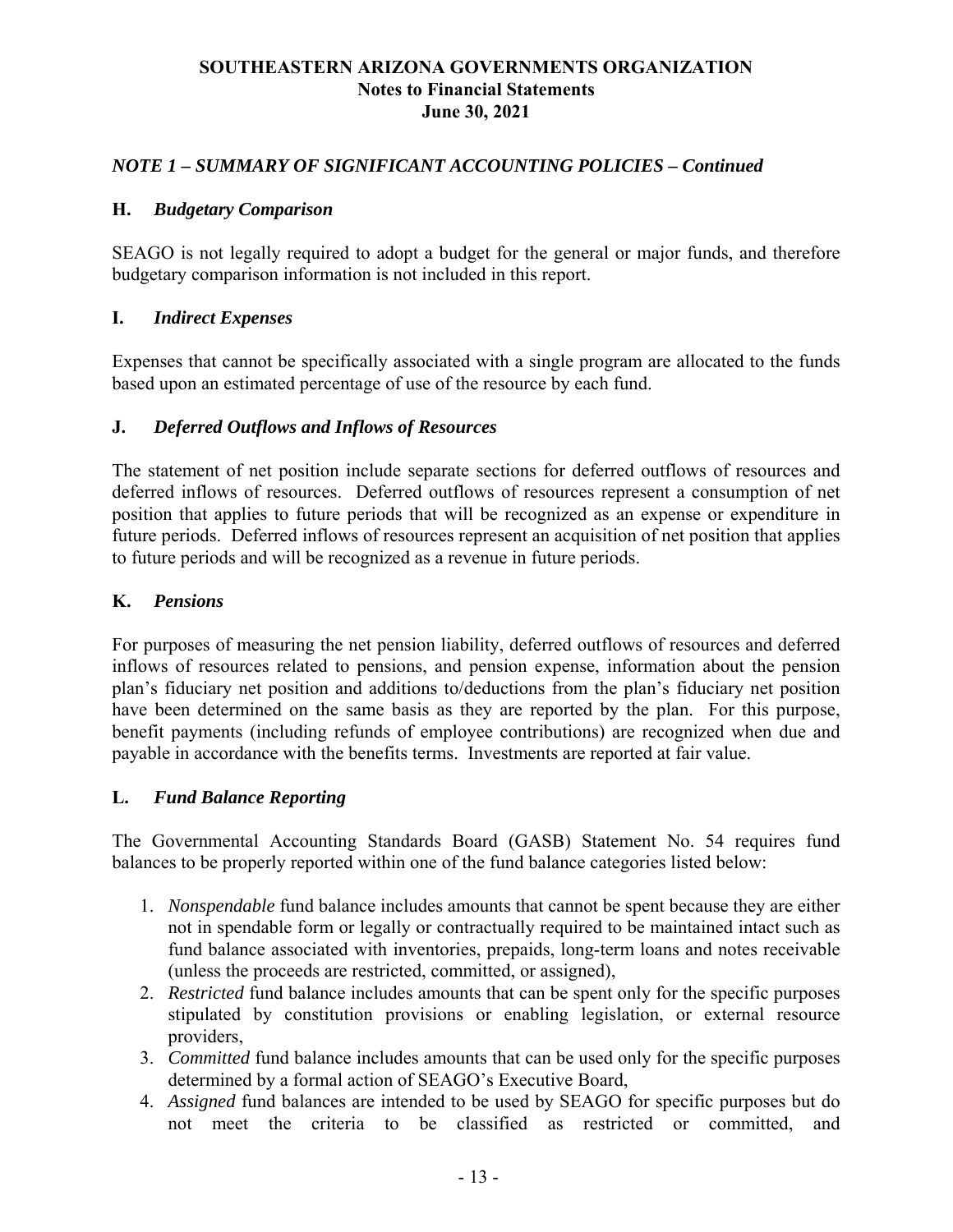## *NOTE 1 – SUMMARY OF SIGNIFICANT ACCOUNTING POLICIES – Continued*

### H. *Budgetary Comparison*

SEAGO is not legally required to adopt a budget for the general or major funds, and therefore budgetary comparison information is not included in this report.

### I. *Indirect Expenses*

Expenses that cannot be specifically associated with a single program are allocated to the funds based upon an estimated percentage of use of the resource by each fund.

### J. *Deferred Outflows and Inflows of Resources*

The statement of net position include separate sections for deferred outflows of resources and deferred inflows of resources. Deferred outflows of resources represent a consumption of net position that applies to future periods that will be recognized as an expense or expenditure in future periods. Deferred inflows of resources represent an acquisition of net position that applies to future periods and will be recognized as a revenue in future periods.

### K. *Pensions*

For purposes of measuring the net pension liability, deferred outflows of resources and deferred inflows of resources related to pensions, and pension expense, information about the pension plan's fiduciary net position and additions to/deductions from the plan's fiduciary net position have been determined on the same basis as they are reported by the plan. For this purpose, benefit payments (including refunds of employee contributions) are recognized when due and payable in accordance with the benefits terms. Investments are reported at fair value.

### L. *Fund Balance Reporting*

The Governmental Accounting Standards Board (GASB) Statement No. 54 requires fund balances to be properly reported within one of the fund balance categories listed below:

1. *Nonspendable* fund balance includes amounts that cannot be spent because they are either not in spendable form or legally or contractually required to be maintained intact such as fund balance associated with inventories, prepaids, long-term loans and notes receivable (unless the proceeds are restricted, committed, or assigned),
2. *Restricted* fund balance includes amounts that can be spent only for the specific purposes stipulated by constitution provisions or enabling legislation, or external resource providers,
3. *Committed* fund balance includes amounts that can be used only for the specific purposes determined by a formal action of SEAGO's Executive Board,
4. *Assigned* fund balances are intended to be used by SEAGO for specific purposes but do not meet the criteria to be classified as restricted or committed, and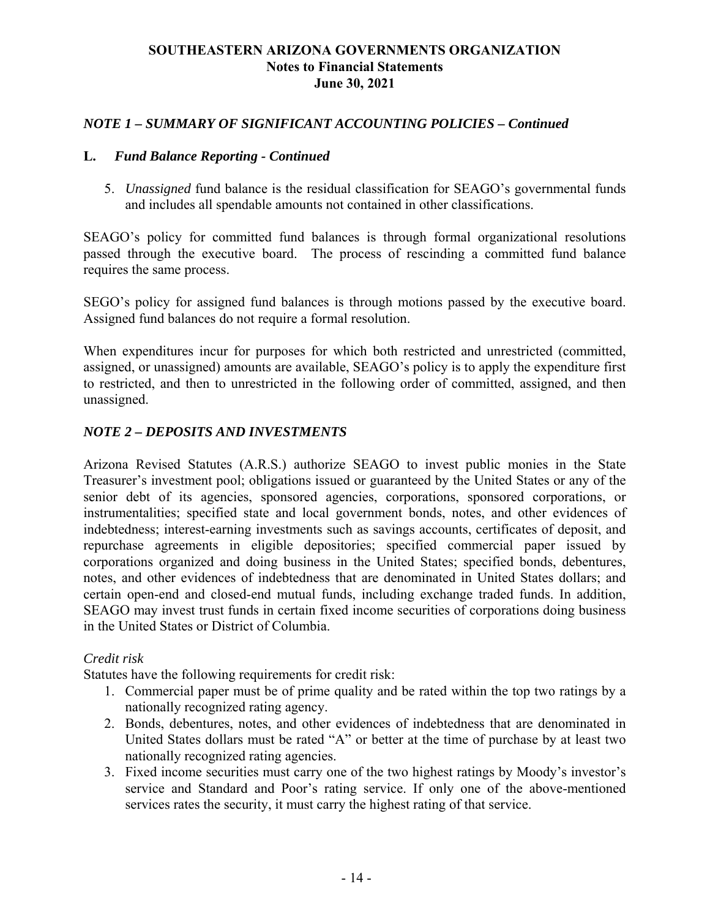## *NOTE 1 – SUMMARY OF SIGNIFICANT ACCOUNTING POLICIES – Continued*

### L. *Fund Balance Reporting - Continued*

5. *Unassigned* fund balance is the residual classification for SEAGO's governmental funds and includes all spendable amounts not contained in other classifications.

SEAGO's policy for committed fund balances is through formal organizational resolutions passed through the executive board. The process of rescinding a committed fund balance requires the same process.

SEGO's policy for assigned fund balances is through motions passed by the executive board. Assigned fund balances do not require a formal resolution.

When expenditures incur for purposes for which both restricted and unrestricted (committed, assigned, or unassigned) amounts are available, SEAGO's policy is to apply the expenditure first to restricted, and then to unrestricted in the following order of committed, assigned, and then unassigned.

## *NOTE 2 – DEPOSITS AND INVESTMENTS*

Arizona Revised Statutes (A.R.S.) authorize SEAGO to invest public monies in the State Treasurer's investment pool; obligations issued or guaranteed by the United States or any of the senior debt of its agencies, sponsored agencies, corporations, sponsored corporations, or instrumentalities; specified state and local government bonds, notes, and other evidences of indebtedness; interest-earning investments such as savings accounts, certificates of deposit, and repurchase agreements in eligible depositories; specified commercial paper issued by corporations organized and doing business in the United States; specified bonds, debentures, notes, and other evidences of indebtedness that are denominated in United States dollars; and certain open-end and closed-end mutual funds, including exchange traded funds. In addition, SEAGO may invest trust funds in certain fixed income securities of corporations doing business in the United States or District of Columbia.

*Credit risk*

Statutes have the following requirements for credit risk:

1. Commercial paper must be of prime quality and be rated within the top two ratings by a nationally recognized rating agency.
2. Bonds, debentures, notes, and other evidences of indebtedness that are denominated in United States dollars must be rated "A" or better at the time of purchase by at least two nationally recognized rating agencies.
3. Fixed income securities must carry one of the two highest ratings by Moody's investor's service and Standard and Poor's rating service. If only one of the above-mentioned services rates the security, it must carry the highest rating of that service.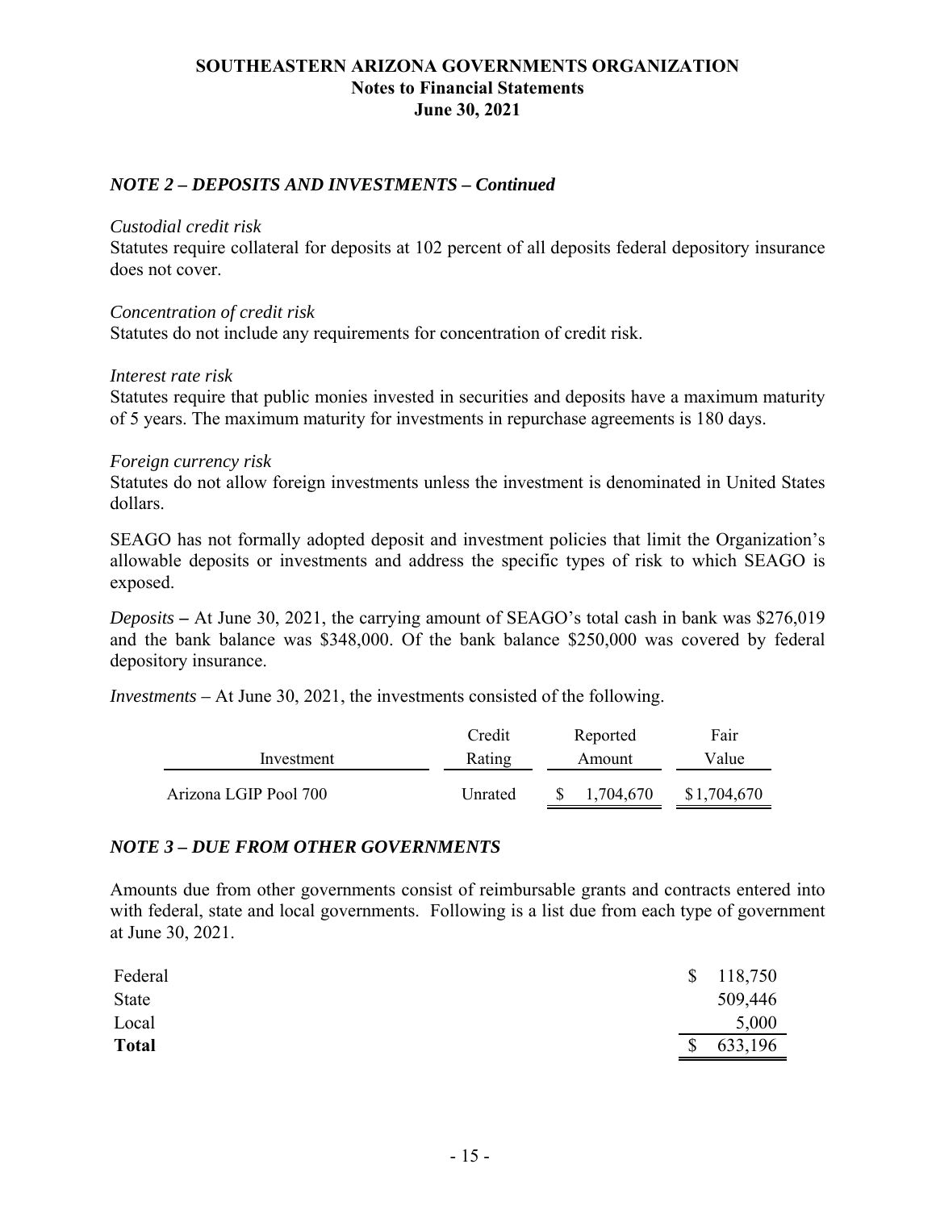# SOUTHEASTERN ARIZONA GOVERNMENTS ORGANIZATION
## Notes to Financial Statements
## June 30, 2021

### *NOTE 2 – DEPOSITS AND INVESTMENTS – Continued*

*Custodial credit risk*
Statutes require collateral for deposits at 102 percent of all deposits federal depository insurance does not cover.

*Concentration of credit risk*
Statutes do not include any requirements for concentration of credit risk.

*Interest rate risk*
Statutes require that public monies invested in securities and deposits have a maximum maturity of 5 years. The maximum maturity for investments in repurchase agreements is 180 days.

*Foreign currency risk*
Statutes do not allow foreign investments unless the investment is denominated in United States dollars.

SEAGO has not formally adopted deposit and investment policies that limit the Organization's allowable deposits or investments and address the specific types of risk to which SEAGO is exposed.

*Deposits* **–** At June 30, 2021, the carrying amount of SEAGO's total cash in bank was $276,019 and the bank balance was $348,000. Of the bank balance $250,000 was covered by federal depository insurance.

*Investments* – At June 30, 2021, the investments consisted of the following.

| Investment | Credit Rating | Reported Amount | Fair Value |
|---|---|---|---|
| Arizona LGIP Pool 700 | Unrated | $ 1,704,670 | $1,704,670 |

### *NOTE 3 – DUE FROM OTHER GOVERNMENTS*

Amounts due from other governments consist of reimbursable grants and contracts entered into with federal, state and local governments. Following is a list due from each type of government at June 30, 2021.

| | |
|---|---|
| Federal | $ 118,750 |
| State | 509,446 |
| Local | 5,000 |
| **Total** | $ 633,196 |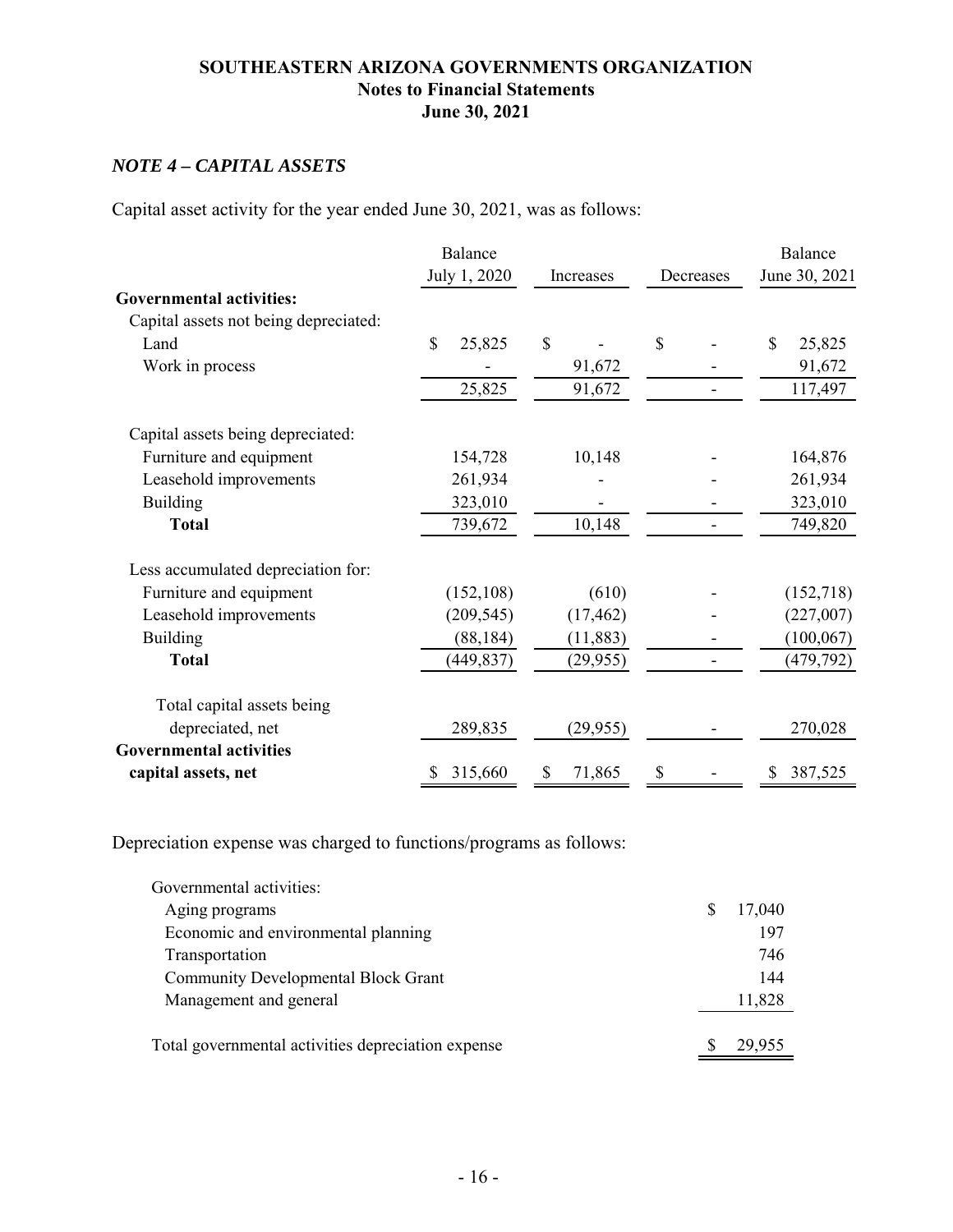# SOUTHEASTERN ARIZONA GOVERNMENTS ORGANIZATION
## Notes to Financial Statements
## June 30, 2021

### *NOTE 4 – CAPITAL ASSETS*

Capital asset activity for the year ended June 30, 2021, was as follows:

| | Balance July 1, 2020 | Increases | Decreases | Balance June 30, 2021 |
|---|---|---|---|---|
| **Governmental activities:** | | | | |
| Capital assets not being depreciated: | | | | |
| Land | $ 25,825 | $ - | $ - | $ 25,825 |
| Work in process | - | 91,672 | - | 91,672 |
| | 25,825 | 91,672 | - | 117,497 |
| Capital assets being depreciated: | | | | |
| Furniture and equipment | 154,728 | 10,148 | - | 164,876 |
| Leasehold improvements | 261,934 | - | - | 261,934 |
| Building | 323,010 | - | - | 323,010 |
| **Total** | 739,672 | 10,148 | - | 749,820 |
| Less accumulated depreciation for: | | | | |
| Furniture and equipment | (152,108) | (610) | - | (152,718) |
| Leasehold improvements | (209,545) | (17,462) | - | (227,007) |
| Building | (88,184) | (11,883) | - | (100,067) |
| **Total** | (449,837) | (29,955) | - | (479,792) |
| Total capital assets being depreciated, net | 289,835 | (29,955) | - | 270,028 |
| **Governmental activities capital assets, net** | $ 315,660 | $ 71,865 | $ - | $ 387,525 |

Depreciation expense was charged to functions/programs as follows:

| | |
|---|---|
| Governmental activities: | |
| Aging programs | $ 17,040 |
| Economic and environmental planning | 197 |
| Transportation | 746 |
| Community Developmental Block Grant | 144 |
| Management and general | 11,828 |
| Total governmental activities depreciation expense | $ 29,955 |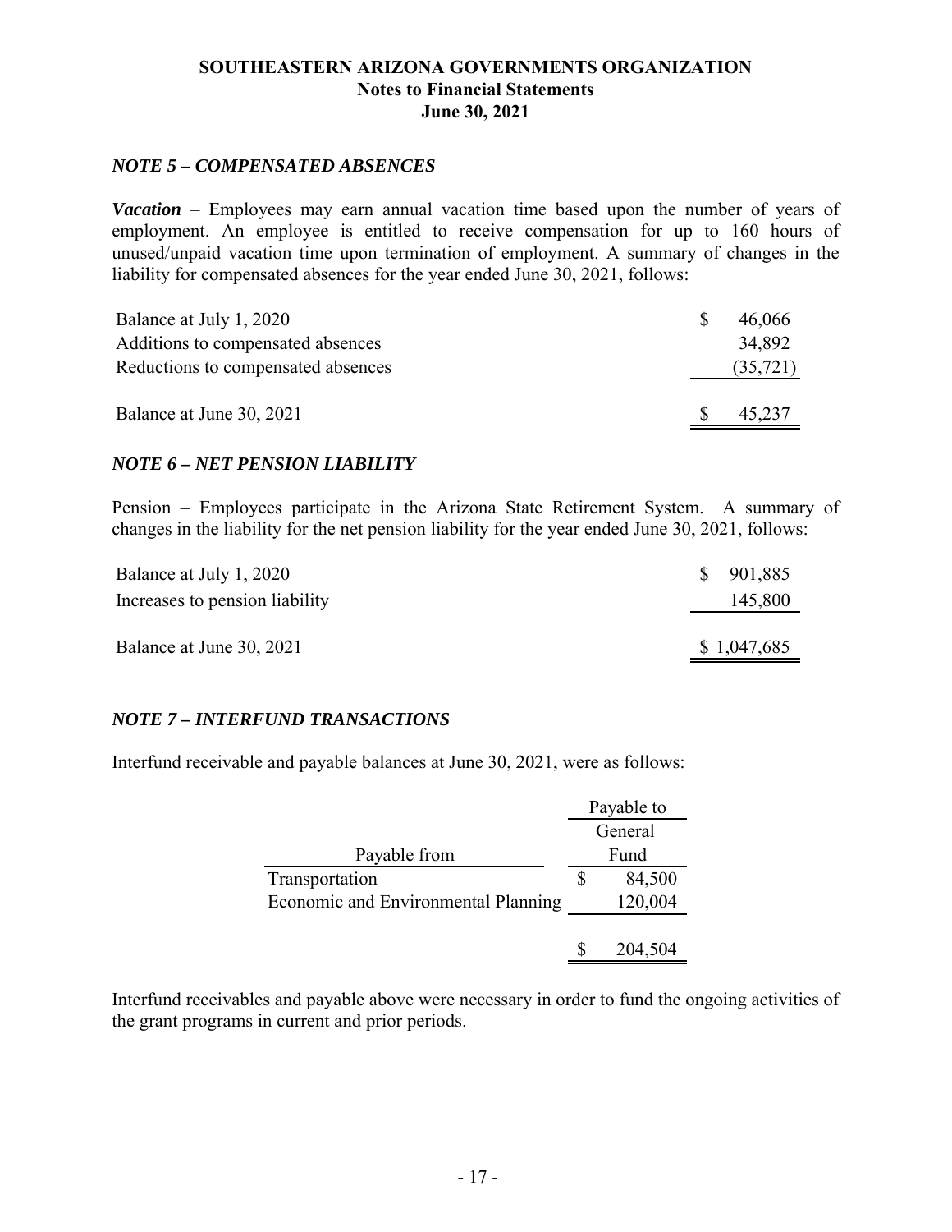# SOUTHEASTERN ARIZONA GOVERNMENTS ORGANIZATION
## Notes to Financial Statements
## June 30, 2021

### *NOTE 5 – COMPENSATED ABSENCES*

***Vacation*** – Employees may earn annual vacation time based upon the number of years of employment. An employee is entitled to receive compensation for up to 160 hours of unused/unpaid vacation time upon termination of employment. A summary of changes in the liability for compensated absences for the year ended June 30, 2021, follows:

| | |
|---|---|
| Balance at July 1, 2020 | $ 46,066 |
| Additions to compensated absences | 34,892 |
| Reductions to compensated absences | (35,721) |
| Balance at June 30, 2021 | $ 45,237 |

### *NOTE 6 – NET PENSION LIABILITY*

Pension – Employees participate in the Arizona State Retirement System. A summary of changes in the liability for the net pension liability for the year ended June 30, 2021, follows:

| | |
|---|---|
| Balance at July 1, 2020 | $ 901,885 |
| Increases to pension liability | 145,800 |
| Balance at June 30, 2021 | $ 1,047,685 |

### *NOTE 7 – INTERFUND TRANSACTIONS*

Interfund receivable and payable balances at June 30, 2021, were as follows:

| Payable from | Payable to General Fund |
|---|---|
| Transportation | $ 84,500 |
| Economic and Environmental Planning | 120,004 |
| | $ 204,504 |

Interfund receivables and payable above were necessary in order to fund the ongoing activities of the grant programs in current and prior periods.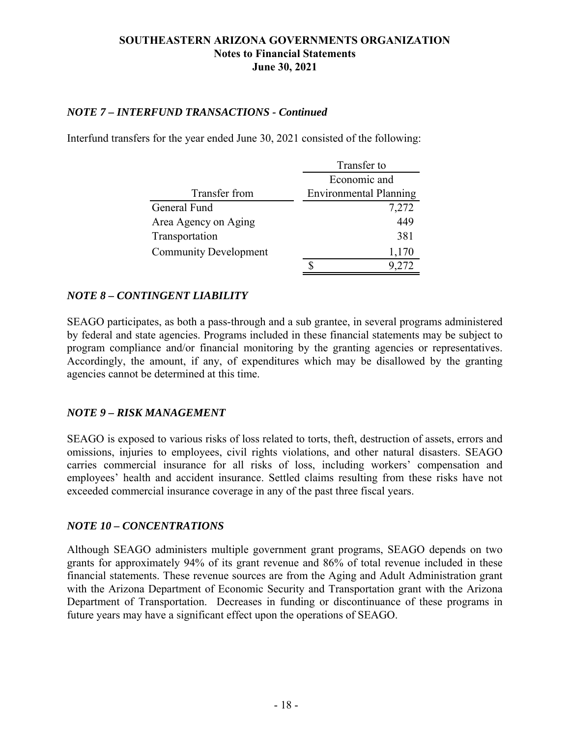### *NOTE 7 – INTERFUND TRANSACTIONS - Continued*

Interfund transfers for the year ended June 30, 2021 consisted of the following:

| | Transfer to |
|---|---|
| Transfer from | Economic and Environmental Planning |
| General Fund | 7,272 |
| Area Agency on Aging | 449 |
| Transportation | 381 |
| Community Development | 1,170 |
| | $ 9,272 |

### *NOTE 8 – CONTINGENT LIABILITY*

SEAGO participates, as both a pass-through and a sub grantee, in several programs administered by federal and state agencies. Programs included in these financial statements may be subject to program compliance and/or financial monitoring by the granting agencies or representatives. Accordingly, the amount, if any, of expenditures which may be disallowed by the granting agencies cannot be determined at this time.

### *NOTE 9 – RISK MANAGEMENT*

SEAGO is exposed to various risks of loss related to torts, theft, destruction of assets, errors and omissions, injuries to employees, civil rights violations, and other natural disasters. SEAGO carries commercial insurance for all risks of loss, including workers' compensation and employees' health and accident insurance. Settled claims resulting from these risks have not exceeded commercial insurance coverage in any of the past three fiscal years.

### *NOTE 10 – CONCENTRATIONS*

Although SEAGO administers multiple government grant programs, SEAGO depends on two grants for approximately 94% of its grant revenue and 86% of total revenue included in these financial statements. These revenue sources are from the Aging and Adult Administration grant with the Arizona Department of Economic Security and Transportation grant with the Arizona Department of Transportation. Decreases in funding or discontinuance of these programs in future years may have a significant effect upon the operations of SEAGO.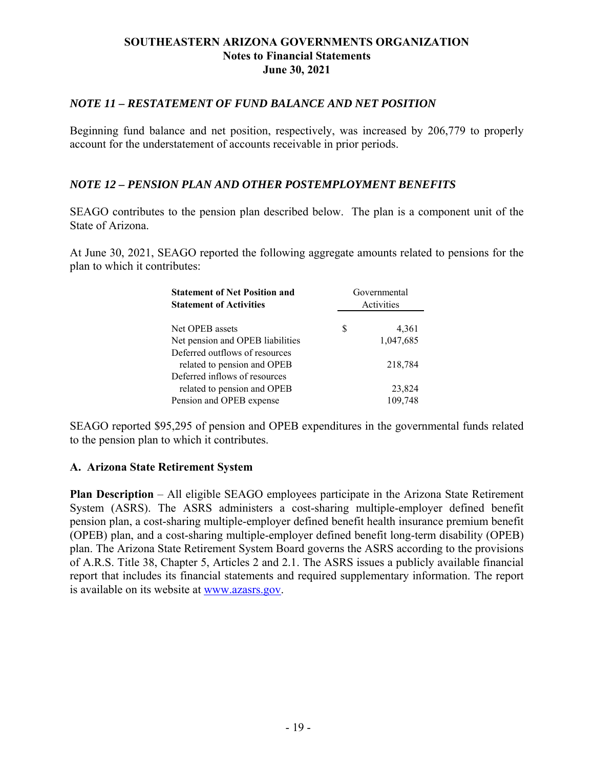## *NOTE 11 – RESTATEMENT OF FUND BALANCE AND NET POSITION*

Beginning fund balance and net position, respectively, was increased by 206,779 to properly account for the understatement of accounts receivable in prior periods.

## *NOTE 12 – PENSION PLAN AND OTHER POSTEMPLOYMENT BENEFITS*

SEAGO contributes to the pension plan described below. The plan is a component unit of the State of Arizona.

At June 30, 2021, SEAGO reported the following aggregate amounts related to pensions for the plan to which it contributes:

| **Statement of Net Position and Statement of Activities** | Governmental Activities |
|---|---|
| Net OPEB assets | $ 4,361 |
| Net pension and OPEB liabilities | 1,047,685 |
| Deferred outflows of resources related to pension and OPEB | 218,784 |
| Deferred inflows of resources related to pension and OPEB | 23,824 |
| Pension and OPEB expense | 109,748 |

SEAGO reported $95,295 of pension and OPEB expenditures in the governmental funds related to the pension plan to which it contributes.

### A. Arizona State Retirement System

**Plan Description** – All eligible SEAGO employees participate in the Arizona State Retirement System (ASRS). The ASRS administers a cost-sharing multiple-employer defined benefit pension plan, a cost-sharing multiple-employer defined benefit health insurance premium benefit (OPEB) plan, and a cost-sharing multiple-employer defined benefit long-term disability (OPEB) plan. The Arizona State Retirement System Board governs the ASRS according to the provisions of A.R.S. Title 38, Chapter 5, Articles 2 and 2.1. The ASRS issues a publicly available financial report that includes its financial statements and required supplementary information. The report is available on its website at www.azasrs.gov.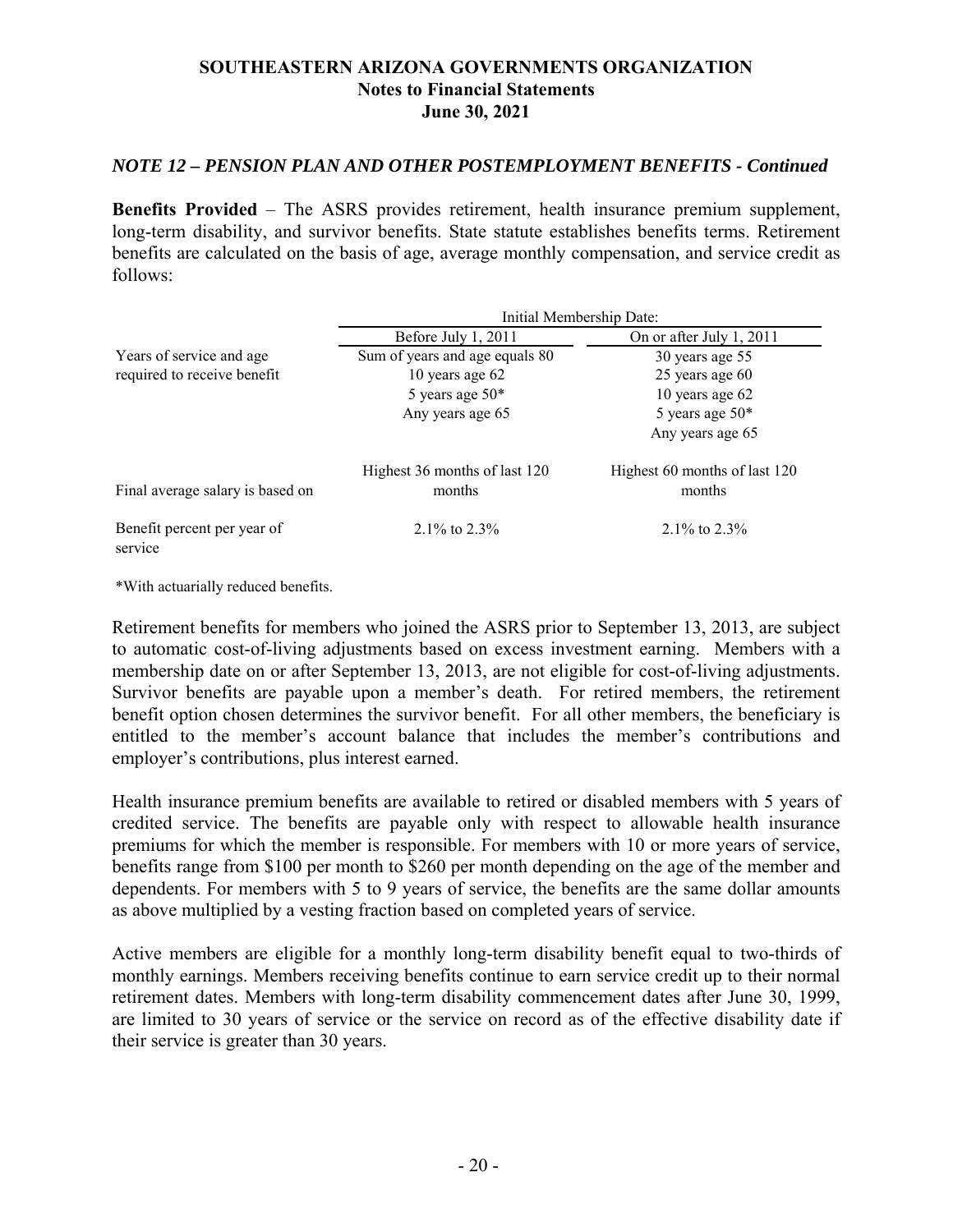### *NOTE 12 – PENSION PLAN AND OTHER POSTEMPLOYMENT BENEFITS - Continued*

**Benefits Provided** – The ASRS provides retirement, health insurance premium supplement, long-term disability, and survivor benefits. State statute establishes benefits terms. Retirement benefits are calculated on the basis of age, average monthly compensation, and service credit as follows:

| | Initial Membership Date: | |
|---|---|---|
| | Before July 1, 2011 | On or after July 1, 2011 |
| Years of service and age required to receive benefit | Sum of years and age equals 80<br>10 years age 62<br>5 years age 50*<br>Any years age 65 | 30 years age 55<br>25 years age 60<br>10 years age 62<br>5 years age 50*<br>Any years age 65 |
| Final average salary is based on | Highest 36 months of last 120 months | Highest 60 months of last 120 months |
| Benefit percent per year of service | 2.1% to 2.3% | 2.1% to 2.3% |

*With actuarially reduced benefits.

Retirement benefits for members who joined the ASRS prior to September 13, 2013, are subject to automatic cost-of-living adjustments based on excess investment earning. Members with a membership date on or after September 13, 2013, are not eligible for cost-of-living adjustments. Survivor benefits are payable upon a member's death. For retired members, the retirement benefit option chosen determines the survivor benefit. For all other members, the beneficiary is entitled to the member's account balance that includes the member's contributions and employer's contributions, plus interest earned.

Health insurance premium benefits are available to retired or disabled members with 5 years of credited service. The benefits are payable only with respect to allowable health insurance premiums for which the member is responsible. For members with 10 or more years of service, benefits range from \$100 per month to \$260 per month depending on the age of the member and dependents. For members with 5 to 9 years of service, the benefits are the same dollar amounts as above multiplied by a vesting fraction based on completed years of service.

Active members are eligible for a monthly long-term disability benefit equal to two-thirds of monthly earnings. Members receiving benefits continue to earn service credit up to their normal retirement dates. Members with long-term disability commencement dates after June 30, 1999, are limited to 30 years of service or the service on record as of the effective disability date if their service is greater than 30 years.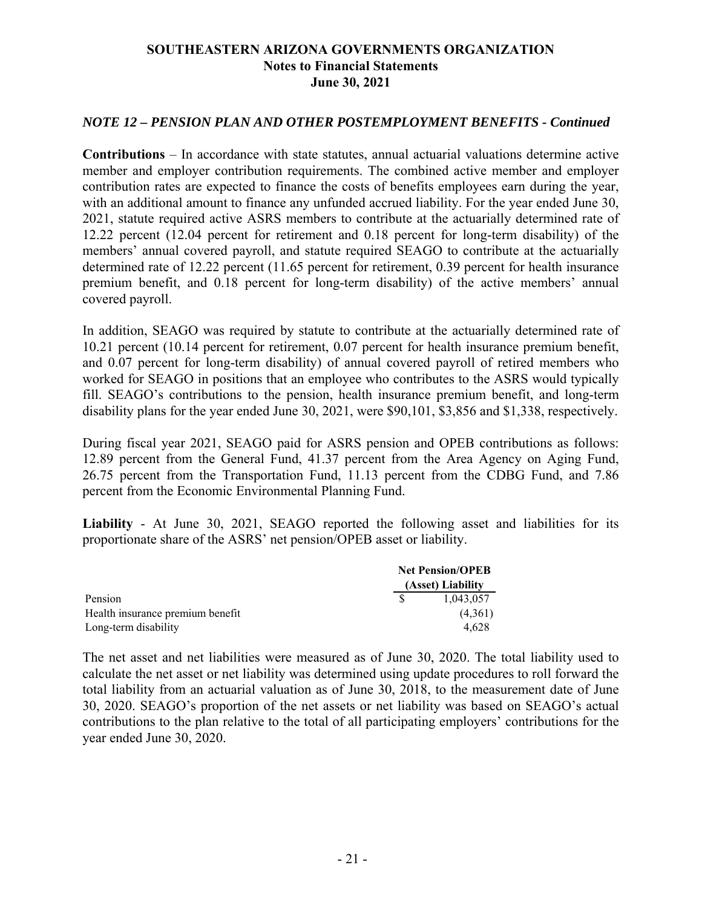*NOTE 12 – PENSION PLAN AND OTHER POSTEMPLOYMENT BENEFITS - Continued*

**Contributions** – In accordance with state statutes, annual actuarial valuations determine active member and employer contribution requirements. The combined active member and employer contribution rates are expected to finance the costs of benefits employees earn during the year, with an additional amount to finance any unfunded accrued liability. For the year ended June 30, 2021, statute required active ASRS members to contribute at the actuarially determined rate of 12.22 percent (12.04 percent for retirement and 0.18 percent for long-term disability) of the members' annual covered payroll, and statute required SEAGO to contribute at the actuarially determined rate of 12.22 percent (11.65 percent for retirement, 0.39 percent for health insurance premium benefit, and 0.18 percent for long-term disability) of the active members' annual covered payroll.

In addition, SEAGO was required by statute to contribute at the actuarially determined rate of 10.21 percent (10.14 percent for retirement, 0.07 percent for health insurance premium benefit, and 0.07 percent for long-term disability) of annual covered payroll of retired members who worked for SEAGO in positions that an employee who contributes to the ASRS would typically fill. SEAGO's contributions to the pension, health insurance premium benefit, and long-term disability plans for the year ended June 30, 2021, were $90,101, $3,856 and $1,338, respectively.

During fiscal year 2021, SEAGO paid for ASRS pension and OPEB contributions as follows: 12.89 percent from the General Fund, 41.37 percent from the Area Agency on Aging Fund, 26.75 percent from the Transportation Fund, 11.13 percent from the CDBG Fund, and 7.86 percent from the Economic Environmental Planning Fund.

**Liability** - At June 30, 2021, SEAGO reported the following asset and liabilities for its proportionate share of the ASRS' net pension/OPEB asset or liability.

| | Net Pension/OPEB (Asset) Liability |
|---|---|
| Pension | $ 1,043,057 |
| Health insurance premium benefit | (4,361) |
| Long-term disability | 4,628 |

The net asset and net liabilities were measured as of June 30, 2020. The total liability used to calculate the net asset or net liability was determined using update procedures to roll forward the total liability from an actuarial valuation as of June 30, 2018, to the measurement date of June 30, 2020. SEAGO's proportion of the net assets or net liability was based on SEAGO's actual contributions to the plan relative to the total of all participating employers' contributions for the year ended June 30, 2020.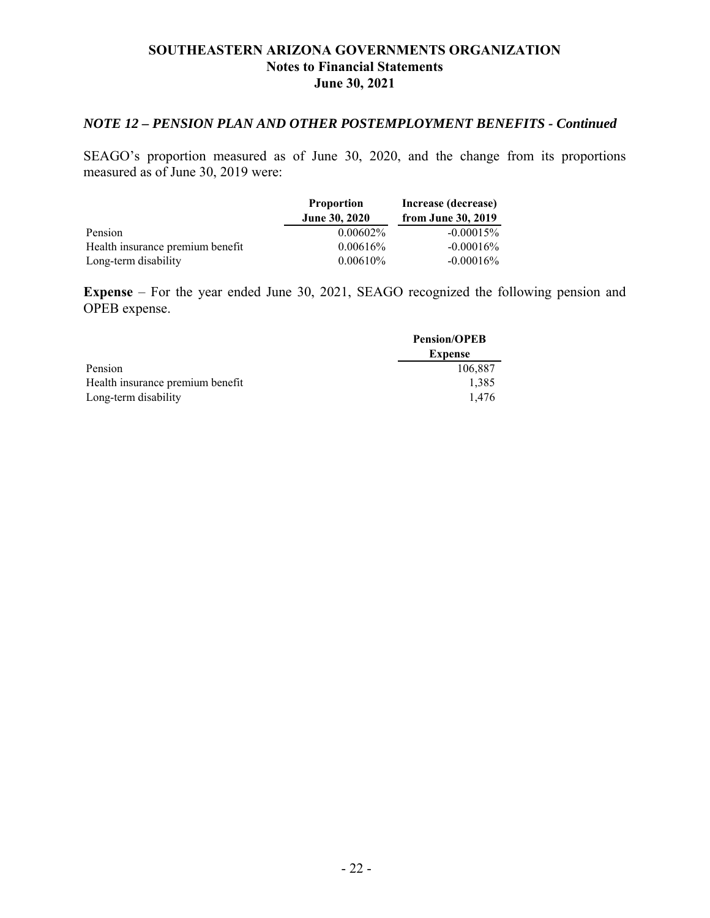## NOTE 12 – PENSION PLAN AND OTHER POSTEMPLOYMENT BENEFITS - *Continued*

SEAGO's proportion measured as of June 30, 2020, and the change from its proportions measured as of June 30, 2019 were:

| | Proportion June 30, 2020 | Increase (decrease) from June 30, 2019 |
|---|---|---|
| Pension | 0.00602% | -0.00015% |
| Health insurance premium benefit | 0.00616% | -0.00016% |
| Long-term disability | 0.00610% | -0.00016% |

**Expense** – For the year ended June 30, 2021, SEAGO recognized the following pension and OPEB expense.

| | Pension/OPEB Expense |
|---|---|
| Pension | 106,887 |
| Health insurance premium benefit | 1,385 |
| Long-term disability | 1,476 |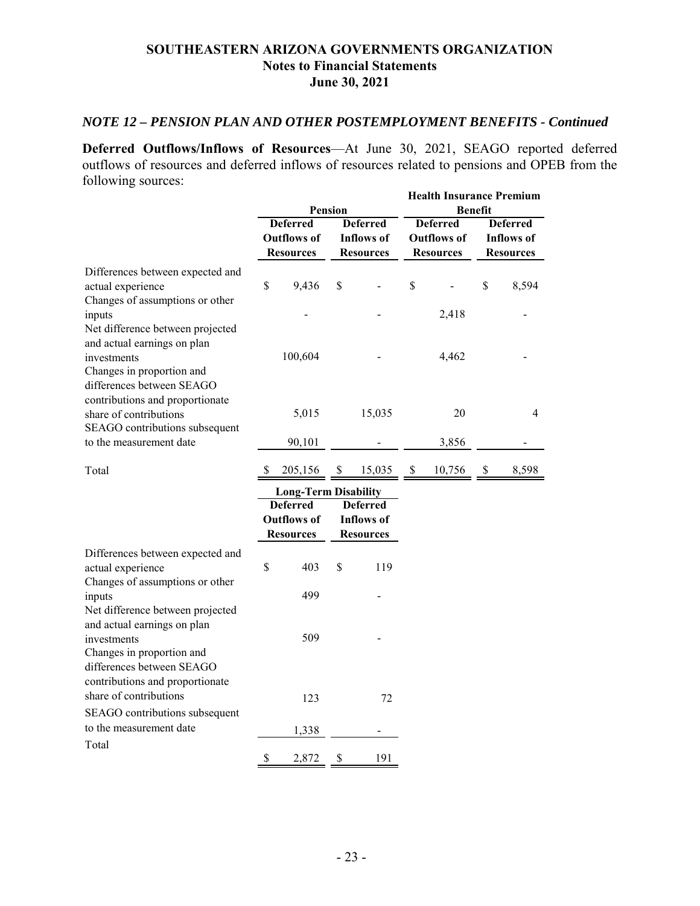## NOTE 12 – PENSION PLAN AND OTHER POSTEMPLOYMENT BENEFITS - *Continued*

**Deferred Outflows/Inflows of Resources**—At June 30, 2021, SEAGO reported deferred outflows of resources and deferred inflows of resources related to pensions and OPEB from the following sources:

| | Pension | | Health Insurance Premium Benefit | |
|---|---|---|---|---|
| | Deferred Outflows of Resources | Deferred Inflows of Resources | Deferred Outflows of Resources | Deferred Inflows of Resources |
| Differences between expected and actual experience | $ 9,436 | $ - | $ - | $ 8,594 |
| Changes of assumptions or other inputs | - | - | 2,418 | - |
| Net difference between projected and actual earnings on plan investments | 100,604 | - | 4,462 | - |
| Changes in proportion and differences between SEAGO contributions and proportionate share of contributions | 5,015 | 15,035 | 20 | 4 |
| SEAGO contributions subsequent to the measurement date | 90,101 | - | 3,856 | - |
| Total | $ 205,156 | $ 15,035 | $ 10,756 | $ 8,598 |

| | Long-Term Disability | |
|---|---|---|
| | Deferred Outflows of Resources | Deferred Inflows of Resources |
| Differences between expected and actual experience | $ 403 | $ 119 |
| Changes of assumptions or other inputs | 499 | - |
| Net difference between projected and actual earnings on plan investments | 509 | - |
| Changes in proportion and differences between SEAGO contributions and proportionate share of contributions | 123 | 72 |
| SEAGO contributions subsequent to the measurement date | 1,338 | - |
| Total | $ 2,872 | $ 191 |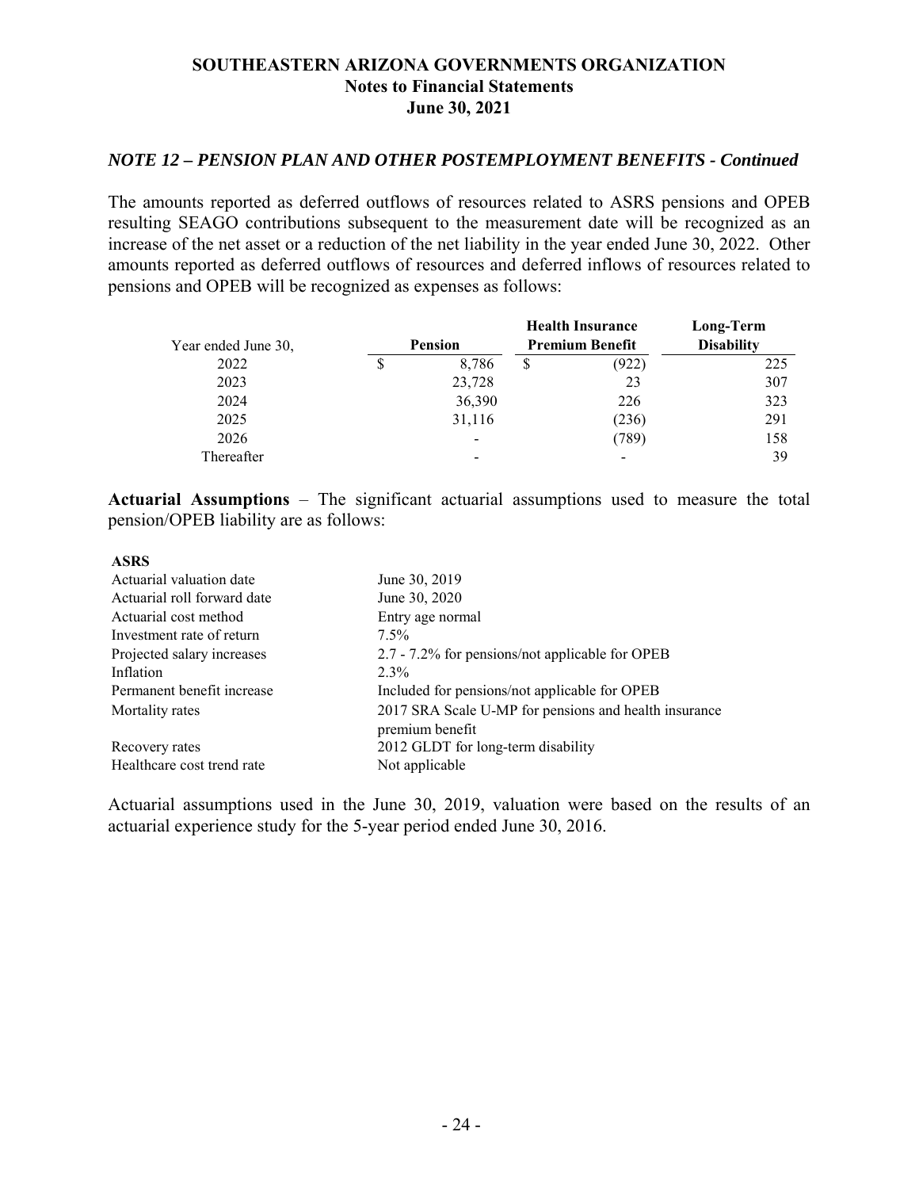## SOUTHEASTERN ARIZONA GOVERNMENTS ORGANIZATION
### Notes to Financial Statements
### June 30, 2021

***NOTE 12 – PENSION PLAN AND OTHER POSTEMPLOYMENT BENEFITS - Continued***

The amounts reported as deferred outflows of resources related to ASRS pensions and OPEB resulting SEAGO contributions subsequent to the measurement date will be recognized as an increase of the net asset or a reduction of the net liability in the year ended June 30, 2022. Other amounts reported as deferred outflows of resources and deferred inflows of resources related to pensions and OPEB will be recognized as expenses as follows:

| Year ended June 30, | Pension | Health Insurance Premium Benefit | Long-Term Disability |
|---|---|---|---|
| 2022 | $ 8,786 | $ (922) | 225 |
| 2023 | 23,728 | 23 | 307 |
| 2024 | 36,390 | 226 | 323 |
| 2025 | 31,116 | (236) | 291 |
| 2026 | - | (789) | 158 |
| Thereafter | - | - | 39 |

**Actuarial Assumptions** – The significant actuarial assumptions used to measure the total pension/OPEB liability are as follows:

| **ASRS** | |
|---|---|
| Actuarial valuation date | June 30, 2019 |
| Actuarial roll forward date | June 30, 2020 |
| Actuarial cost method | Entry age normal |
| Investment rate of return | 7.5% |
| Projected salary increases | 2.7 - 7.2% for pensions/not applicable for OPEB |
| Inflation | 2.3% |
| Permanent benefit increase | Included for pensions/not applicable for OPEB |
| Mortality rates | 2017 SRA Scale U-MP for pensions and health insurance premium benefit |
| Recovery rates | 2012 GLDT for long-term disability |
| Healthcare cost trend rate | Not applicable |

Actuarial assumptions used in the June 30, 2019, valuation were based on the results of an actuarial experience study for the 5-year period ended June 30, 2016.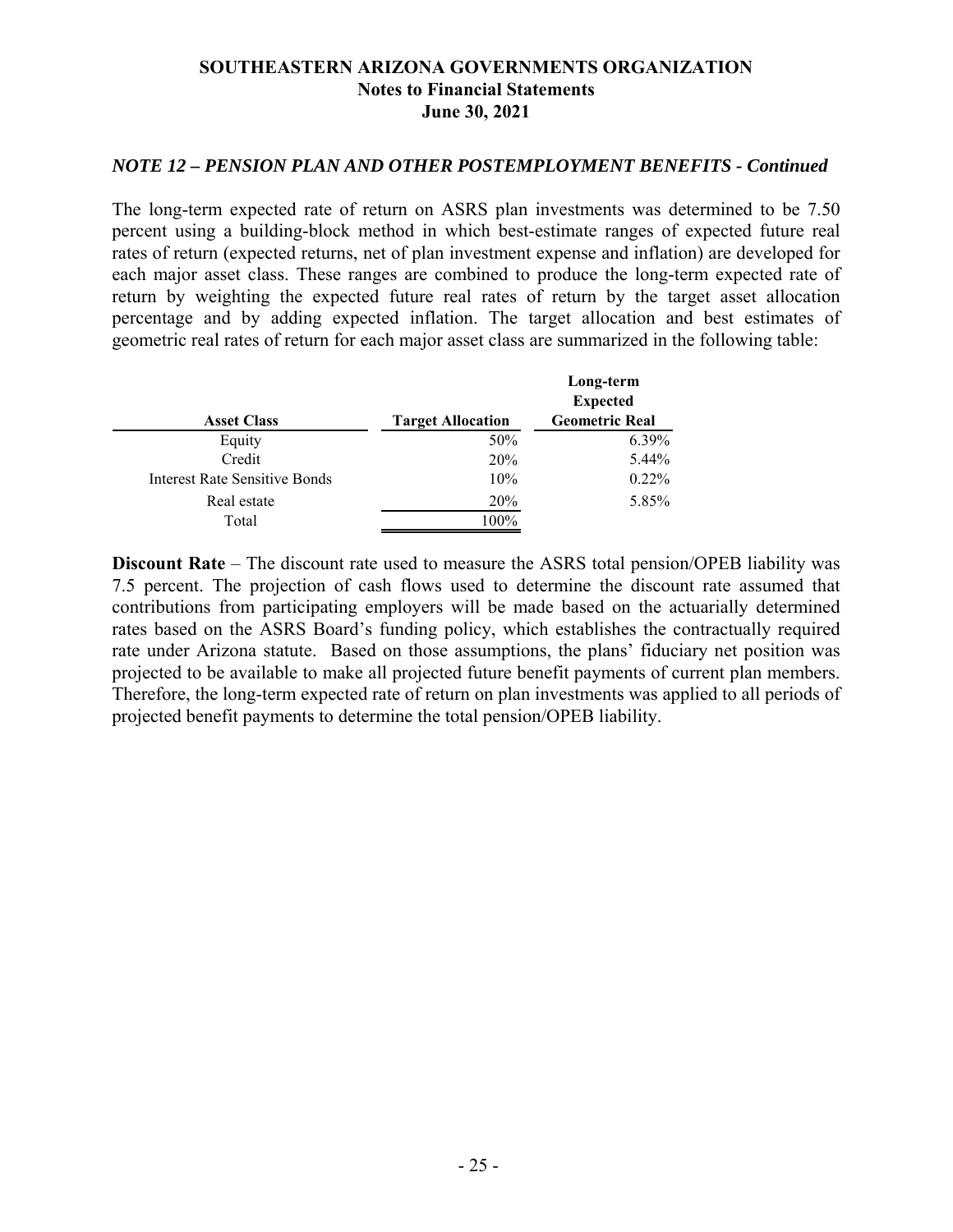*NOTE 12 – PENSION PLAN AND OTHER POSTEMPLOYMENT BENEFITS - Continued*

The long-term expected rate of return on ASRS plan investments was determined to be 7.50 percent using a building-block method in which best-estimate ranges of expected future real rates of return (expected returns, net of plan investment expense and inflation) are developed for each major asset class. These ranges are combined to produce the long-term expected rate of return by weighting the expected future real rates of return by the target asset allocation percentage and by adding expected inflation. The target allocation and best estimates of geometric real rates of return for each major asset class are summarized in the following table:

| Asset Class | Target Allocation | Long-term Expected Geometric Real |
|---|---|---|
| Equity | 50% | 6.39% |
| Credit | 20% | 5.44% |
| Interest Rate Sensitive Bonds | 10% | 0.22% |
| Real estate | 20% | 5.85% |
| Total | 100% | |

**Discount Rate** – The discount rate used to measure the ASRS total pension/OPEB liability was 7.5 percent. The projection of cash flows used to determine the discount rate assumed that contributions from participating employers will be made based on the actuarially determined rates based on the ASRS Board's funding policy, which establishes the contractually required rate under Arizona statute. Based on those assumptions, the plans' fiduciary net position was projected to be available to make all projected future benefit payments of current plan members. Therefore, the long-term expected rate of return on plan investments was applied to all periods of projected benefit payments to determine the total pension/OPEB liability.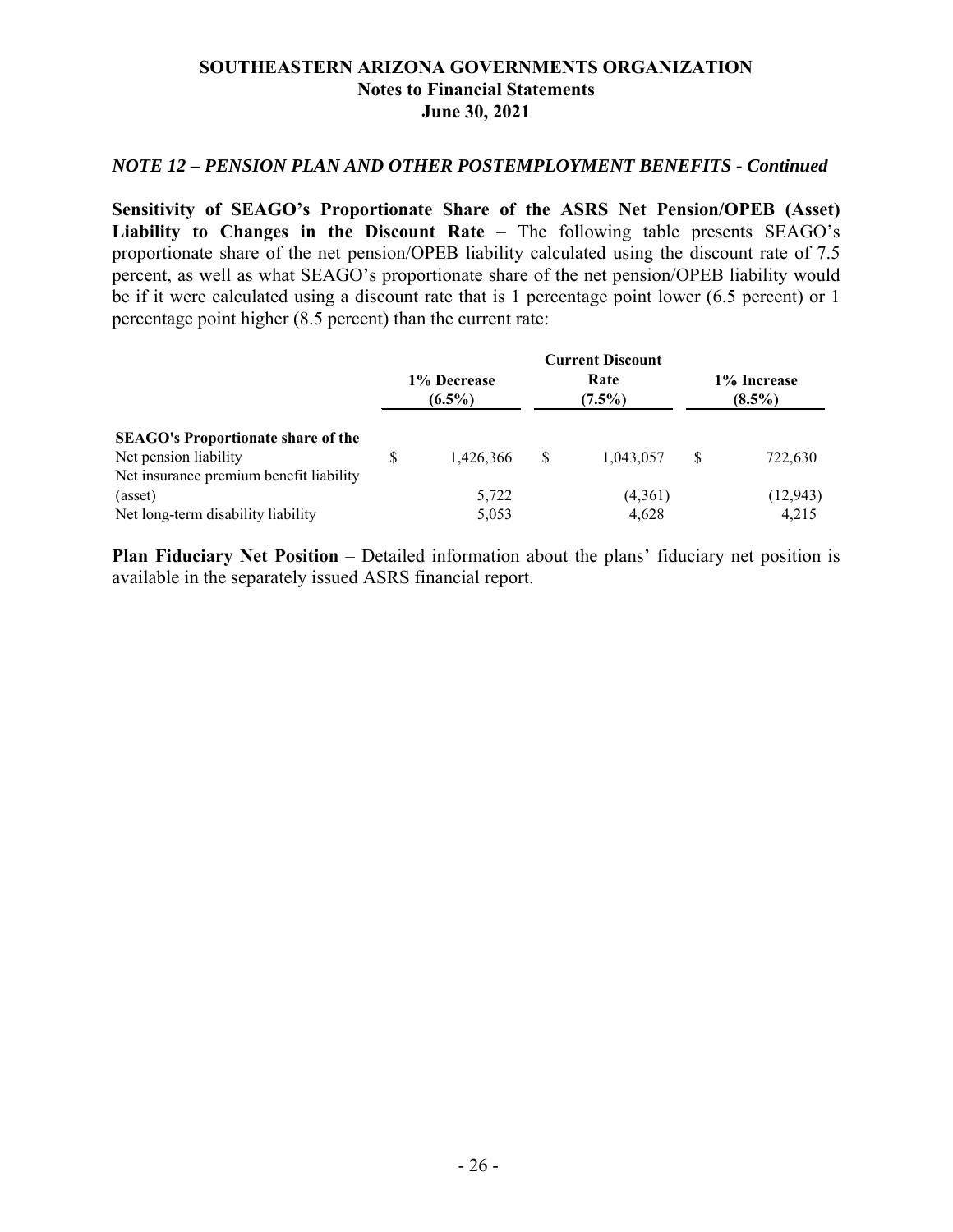## *NOTE 12 – PENSION PLAN AND OTHER POSTEMPLOYMENT BENEFITS - Continued*

**Sensitivity of SEAGO's Proportionate Share of the ASRS Net Pension/OPEB (Asset) Liability to Changes in the Discount Rate** – The following table presents SEAGO's proportionate share of the net pension/OPEB liability calculated using the discount rate of 7.5 percent, as well as what SEAGO's proportionate share of the net pension/OPEB liability would be if it were calculated using a discount rate that is 1 percentage point lower (6.5 percent) or 1 percentage point higher (8.5 percent) than the current rate:

| | 1% Decrease (6.5%) | Current Discount Rate (7.5%) | 1% Increase (8.5%) |
|---|---|---|---|
| **SEAGO's Proportionate share of the** | | | |
| Net pension liability | $ 1,426,366 | $ 1,043,057 | $ 722,630 |
| Net insurance premium benefit liability (asset) | 5,722 | (4,361) | (12,943) |
| Net long-term disability liability | 5,053 | 4,628 | 4,215 |

**Plan Fiduciary Net Position** – Detailed information about the plans' fiduciary net position is available in the separately issued ASRS financial report.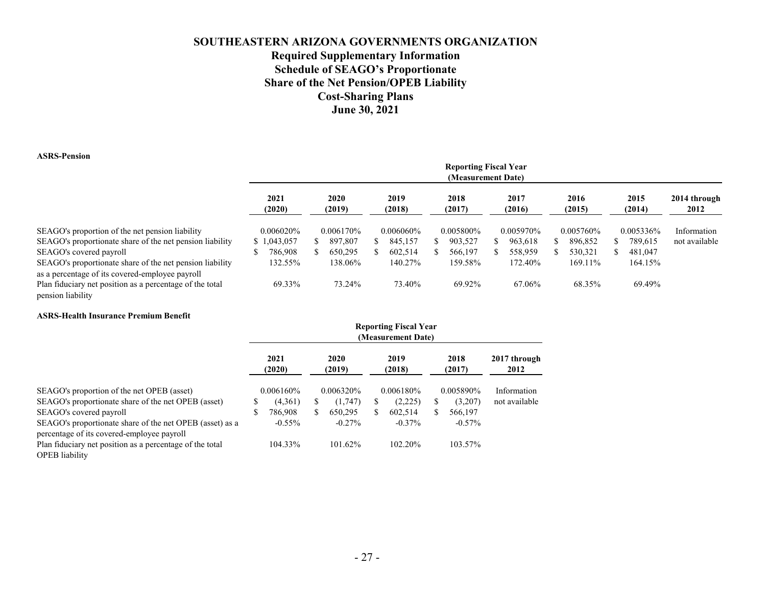# SOUTHEASTERN ARIZONA GOVERNMENTS ORGANIZATION

## Required Supplementary Information

## Schedule of SEAGO's Proportionate Share of the Net Pension/OPEB Liability Cost-Sharing Plans

## June 30, 2021

**ASRS-Pension**

| | Reporting Fiscal Year (Measurement Date) | | | | | | | |
|---|---|---|---|---|---|---|---|---|
| | **2021 (2020)** | **2020 (2019)** | **2019 (2018)** | **2018 (2017)** | **2017 (2016)** | **2016 (2015)** | **2015 (2014)** | **2014 through 2012** |
| SEAGO's proportion of the net pension liability | 0.006020% | 0.006170% | 0.006060% | 0.005800% | 0.005970% | 0.005760% | 0.005336% | Information not available |
| SEAGO's proportionate share of the net pension liability | $ 1,043,057 | $ 897,807 | $ 845,157 | $ 903,527 | $ 963,618 | $ 896,852 | $ 789,615 | |
| SEAGO's covered payroll | $ 786,908 | $ 650,295 | $ 602,514 | $ 566,197 | $ 558,959 | $ 530,321 | $ 481,047 | |
| SEAGO's proportionate share of the net pension liability as a percentage of its covered-employee payroll | 132.55% | 138.06% | 140.27% | 159.58% | 172.40% | 169.11% | 164.15% | |
| Plan fiduciary net position as a percentage of the total pension liability | 69.33% | 73.24% | 73.40% | 69.92% | 67.06% | 68.35% | 69.49% | |

**ASRS-Health Insurance Premium Benefit**

| | Reporting Fiscal Year (Measurement Date) | | | | |
|---|---|---|---|---|---|
| | **2021 (2020)** | **2020 (2019)** | **2019 (2018)** | **2018 (2017)** | **2017 through 2012** |
| SEAGO's proportion of the net OPEB (asset) | 0.006160% | 0.006320% | 0.006180% | 0.005890% | Information not available |
| SEAGO's proportionate share of the net OPEB (asset) | $ (4,361) | $ (1,747) | $ (2,225) | $ (3,207) | |
| SEAGO's covered payroll | $ 786,908 | $ 650,295 | $ 602,514 | $ 566,197 | |
| SEAGO's proportionate share of the net OPEB (asset) as a percentage of its covered-employee payroll | -0.55% | -0.27% | -0.37% | -0.57% | |
| Plan fiduciary net position as a percentage of the total OPEB liability | 104.33% | 101.62% | 102.20% | 103.57% | |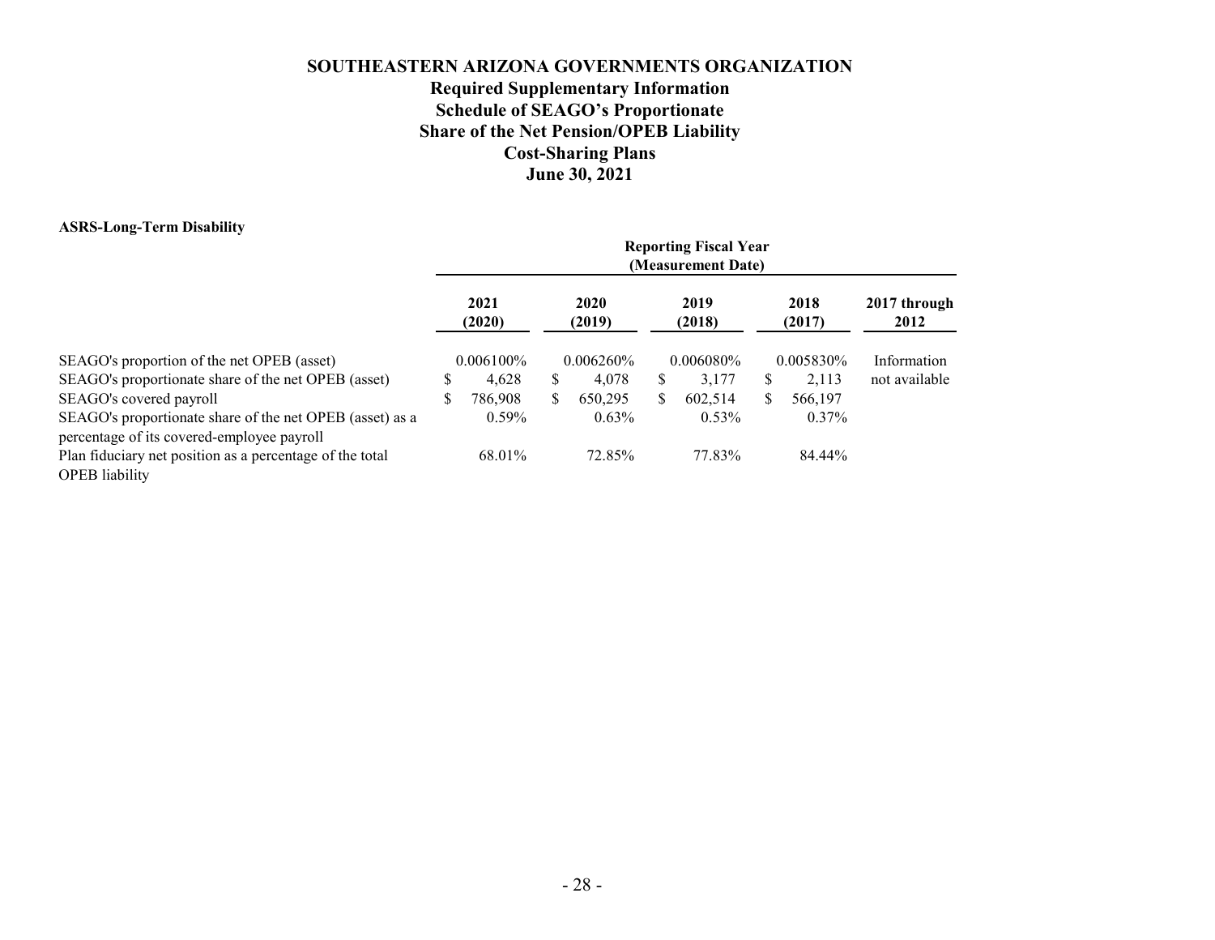# SOUTHEASTERN ARIZONA GOVERNMENTS ORGANIZATION
## Required Supplementary Information
## Schedule of SEAGO's Proportionate Share of the Net Pension/OPEB Liability
## Cost-Sharing Plans
## June 30, 2021

**ASRS-Long-Term Disability**

| | Reporting Fiscal Year (Measurement Date) | | | | |
|---|---|---|---|---|---|
| | **2021 (2020)** | **2020 (2019)** | **2019 (2018)** | **2018 (2017)** | **2017 through 2012** |
| SEAGO's proportion of the net OPEB (asset) | 0.006100% | 0.006260% | 0.006080% | 0.005830% | Information not available |
| SEAGO's proportionate share of the net OPEB (asset) | $ 4,628 | $ 4,078 | $ 3,177 | $ 2,113 | |
| SEAGO's covered payroll | $ 786,908 | $ 650,295 | $ 602,514 | $ 566,197 | |
| SEAGO's proportionate share of the net OPEB (asset) as a percentage of its covered-employee payroll | 0.59% | 0.63% | 0.53% | 0.37% | |
| Plan fiduciary net position as a percentage of the total OPEB liability | 68.01% | 72.85% | 77.83% | 84.44% | |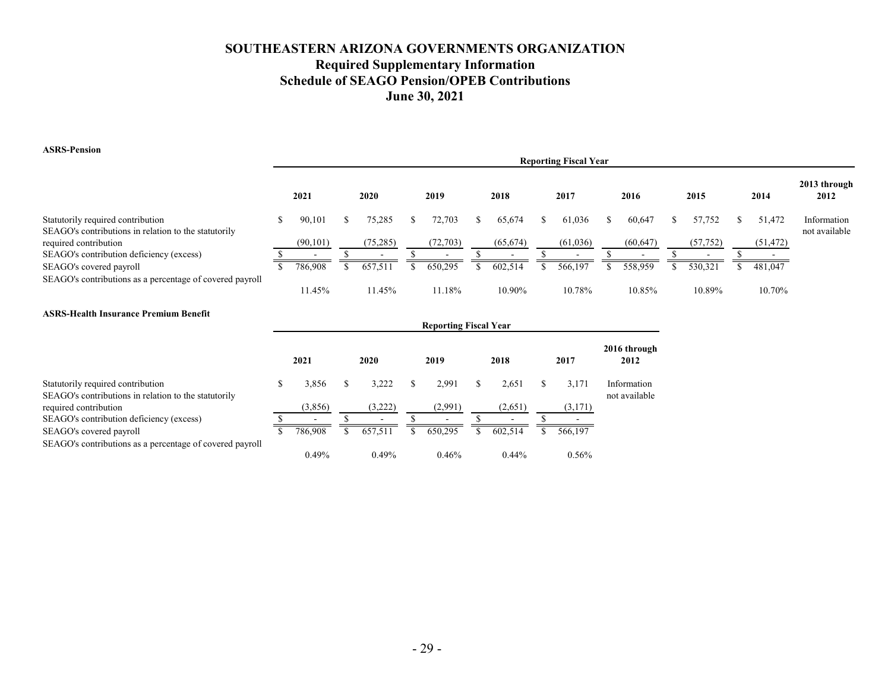# SOUTHEASTERN ARIZONA GOVERNMENTS ORGANIZATION
## Required Supplementary Information
## Schedule of SEAGO Pension/OPEB Contributions
## June 30, 2021

**ASRS-Pension**

| | Reporting Fiscal Year | | | | | | | | |
|---|---|---|---|---|---|---|---|---|---|
| | 2021 | 2020 | 2019 | 2018 | 2017 | 2016 | 2015 | 2014 | 2013 through 2012 |
| Statutorily required contribution | $ 90,101 | $ 75,285 | $ 72,703 | $ 65,674 | $ 61,036 | $ 60,647 | $ 57,752 | $ 51,472 | Information not available |
| SEAGO's contributions in relation to the statutorily required contribution | (90,101) | (75,285) | (72,703) | (65,674) | (61,036) | (60,647) | (57,752) | (51,472) | |
| SEAGO's contribution deficiency (excess) | $ - | $ - | $ - | $ - | $ - | $ - | $ - | $ - | |
| SEAGO's covered payroll | $ 786,908 | $ 657,511 | $ 650,295 | $ 602,514 | $ 566,197 | $ 558,959 | $ 530,321 | $ 481,047 | |
| SEAGO's contributions as a percentage of covered payroll | 11.45% | 11.45% | 11.18% | 10.90% | 10.78% | 10.85% | 10.89% | 10.70% | |

**ASRS-Health Insurance Premium Benefit**

| | Reporting Fiscal Year | | | | | |
|---|---|---|---|---|---|---|
| | 2021 | 2020 | 2019 | 2018 | 2017 | 2016 through 2012 |
| Statutorily required contribution | $ 3,856 | $ 3,222 | $ 2,991 | $ 2,651 | $ 3,171 | Information not available |
| SEAGO's contributions in relation to the statutorily required contribution | (3,856) | (3,222) | (2,991) | (2,651) | (3,171) | |
| SEAGO's contribution deficiency (excess) | $ - | $ - | $ - | $ - | $ - | |
| SEAGO's covered payroll | $ 786,908 | $ 657,511 | $ 650,295 | $ 602,514 | $ 566,197 | |
| SEAGO's contributions as a percentage of covered payroll | 0.49% | 0.49% | 0.46% | 0.44% | 0.56% | |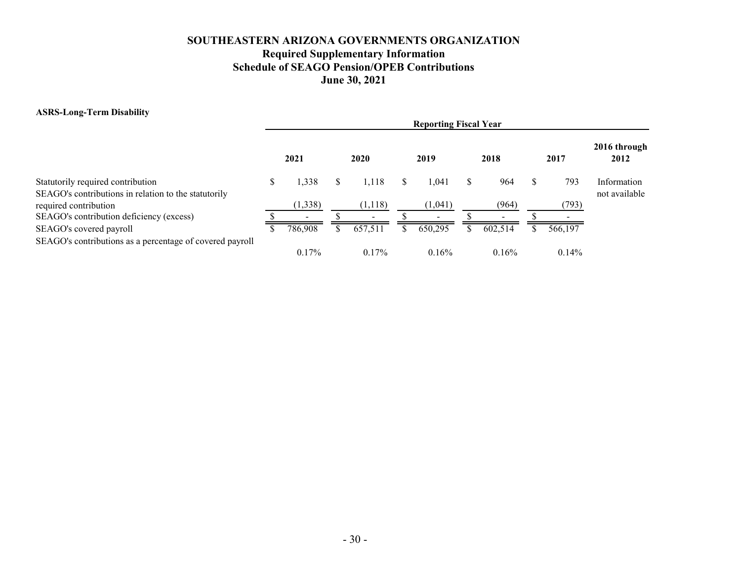# SOUTHEASTERN ARIZONA GOVERNMENTS ORGANIZATION
## Required Supplementary Information
## Schedule of SEAGO Pension/OPEB Contributions
## June 30, 2021

**ASRS-Long-Term Disability**

| | Reporting Fiscal Year | | | | | |
|---|---|---|---|---|---|---|
| | **2021** | **2020** | **2019** | **2018** | **2017** | **2016 through 2012** |
| Statutorily required contribution | $ 1,338 | $ 1,118 | $ 1,041 | $ 964 | $ 793 | Information not available |
| SEAGO's contributions in relation to the statutorily required contribution | (1,338) | (1,118) | (1,041) | (964) | (793) | |
| SEAGO's contribution deficiency (excess) | $ - | $ - | $ - | $ - | $ - | |
| SEAGO's covered payroll | $ 786,908 | $ 657,511 | $ 650,295 | $ 602,514 | $ 566,197 | |
| SEAGO's contributions as a percentage of covered payroll | 0.17% | 0.17% | 0.16% | 0.16% | 0.14% | |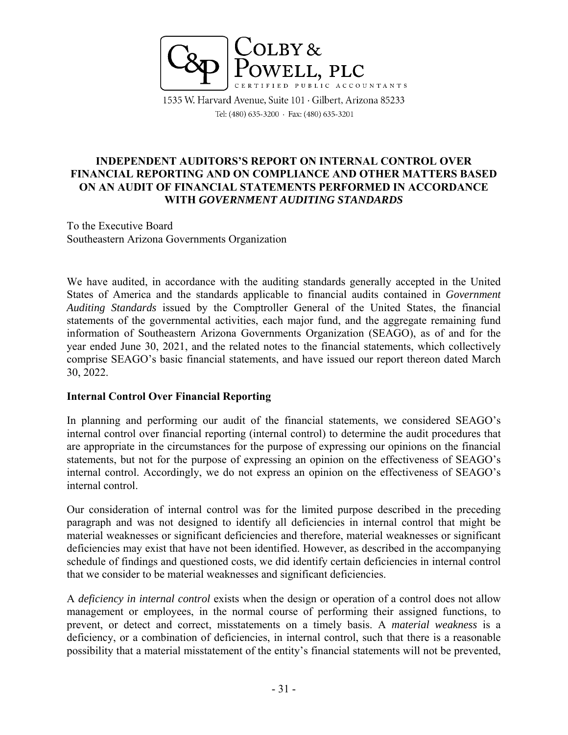COLBY & POWELL, PLC
CERTIFIED PUBLIC ACCOUNTANTS

1535 W. Harvard Avenue, Suite 101 · Gilbert, Arizona 85233
Tel: (480) 635-3200 · Fax: (480) 635-3201

# INDEPENDENT AUDITORS'S REPORT ON INTERNAL CONTROL OVER FINANCIAL REPORTING AND ON COMPLIANCE AND OTHER MATTERS BASED ON AN AUDIT OF FINANCIAL STATEMENTS PERFORMED IN ACCORDANCE WITH *GOVERNMENT AUDITING STANDARDS*

To the Executive Board
Southeastern Arizona Governments Organization

We have audited, in accordance with the auditing standards generally accepted in the United States of America and the standards applicable to financial audits contained in *Government Auditing Standards* issued by the Comptroller General of the United States, the financial statements of the governmental activities, each major fund, and the aggregate remaining fund information of Southeastern Arizona Governments Organization (SEAGO), as of and for the year ended June 30, 2021, and the related notes to the financial statements, which collectively comprise SEAGO's basic financial statements, and have issued our report thereon dated March 30, 2022.

## Internal Control Over Financial Reporting

In planning and performing our audit of the financial statements, we considered SEAGO's internal control over financial reporting (internal control) to determine the audit procedures that are appropriate in the circumstances for the purpose of expressing our opinions on the financial statements, but not for the purpose of expressing an opinion on the effectiveness of SEAGO's internal control. Accordingly, we do not express an opinion on the effectiveness of SEAGO's internal control.

Our consideration of internal control was for the limited purpose described in the preceding paragraph and was not designed to identify all deficiencies in internal control that might be material weaknesses or significant deficiencies and therefore, material weaknesses or significant deficiencies may exist that have not been identified. However, as described in the accompanying schedule of findings and questioned costs, we did identify certain deficiencies in internal control that we consider to be material weaknesses and significant deficiencies.

A *deficiency in internal control* exists when the design or operation of a control does not allow management or employees, in the normal course of performing their assigned functions, to prevent, or detect and correct, misstatements on a timely basis. A *material weakness* is a deficiency, or a combination of deficiencies, in internal control, such that there is a reasonable possibility that a material misstatement of the entity's financial statements will not be prevented,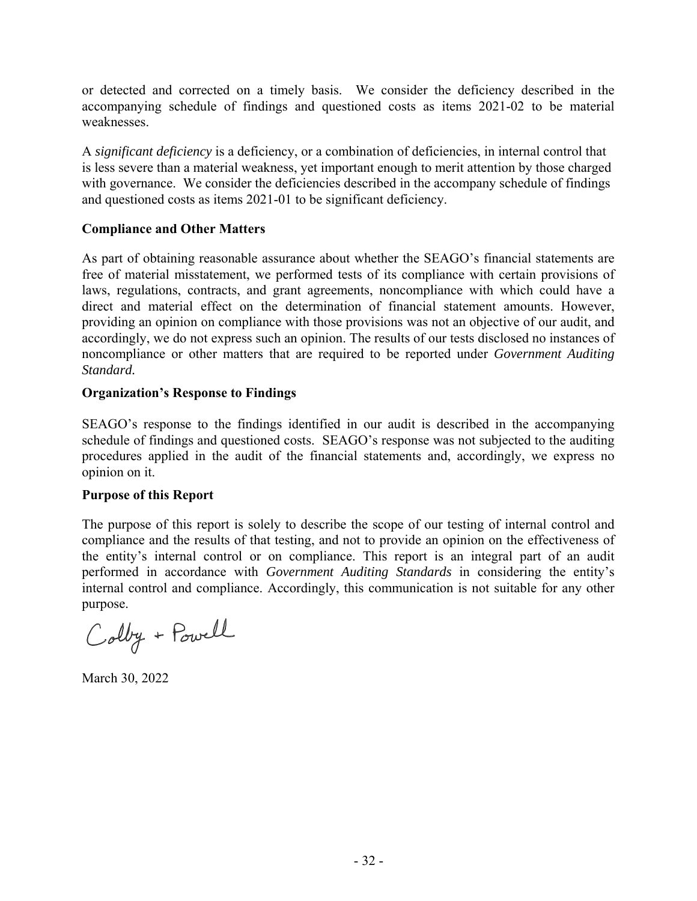or detected and corrected on a timely basis. We consider the deficiency described in the accompanying schedule of findings and questioned costs as items 2021-02 to be material weaknesses.

A *significant deficiency* is a deficiency, or a combination of deficiencies, in internal control that is less severe than a material weakness, yet important enough to merit attention by those charged with governance. We consider the deficiencies described in the accompany schedule of findings and questioned costs as items 2021-01 to be significant deficiency.

**Compliance and Other Matters**

As part of obtaining reasonable assurance about whether the SEAGO's financial statements are free of material misstatement, we performed tests of its compliance with certain provisions of laws, regulations, contracts, and grant agreements, noncompliance with which could have a direct and material effect on the determination of financial statement amounts. However, providing an opinion on compliance with those provisions was not an objective of our audit, and accordingly, we do not express such an opinion. The results of our tests disclosed no instances of noncompliance or other matters that are required to be reported under *Government Auditing Standard.*

**Organization's Response to Findings**

SEAGO's response to the findings identified in our audit is described in the accompanying schedule of findings and questioned costs. SEAGO's response was not subjected to the auditing procedures applied in the audit of the financial statements and, accordingly, we express no opinion on it.

**Purpose of this Report**

The purpose of this report is solely to describe the scope of our testing of internal control and compliance and the results of that testing, and not to provide an opinion on the effectiveness of the entity's internal control or on compliance. This report is an integral part of an audit performed in accordance with *Government Auditing Standards* in considering the entity's internal control and compliance. Accordingly, this communication is not suitable for any other purpose.

Colby + Powell

March 30, 2022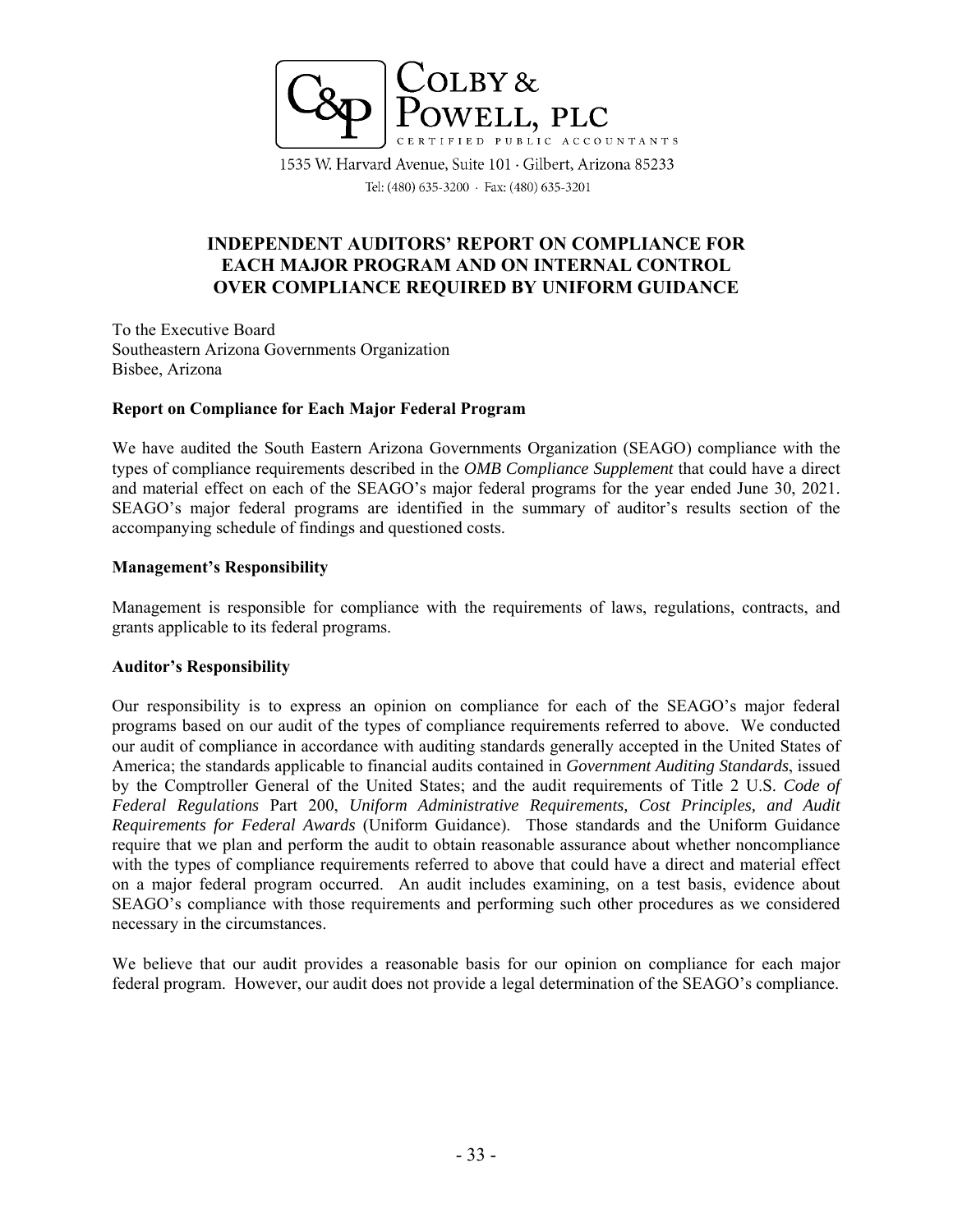COLBY & POWELL, PLC
CERTIFIED PUBLIC ACCOUNTANTS

1535 W. Harvard Avenue, Suite 101 · Gilbert, Arizona 85233
Tel: (480) 635-3200 · Fax: (480) 635-3201

# INDEPENDENT AUDITORS' REPORT ON COMPLIANCE FOR EACH MAJOR PROGRAM AND ON INTERNAL CONTROL OVER COMPLIANCE REQUIRED BY UNIFORM GUIDANCE

To the Executive Board
Southeastern Arizona Governments Organization
Bisbee, Arizona

**Report on Compliance for Each Major Federal Program**

We have audited the South Eastern Arizona Governments Organization (SEAGO) compliance with the types of compliance requirements described in the *OMB Compliance Supplement* that could have a direct and material effect on each of the SEAGO's major federal programs for the year ended June 30, 2021. SEAGO's major federal programs are identified in the summary of auditor's results section of the accompanying schedule of findings and questioned costs.

**Management's Responsibility**

Management is responsible for compliance with the requirements of laws, regulations, contracts, and grants applicable to its federal programs.

**Auditor's Responsibility**

Our responsibility is to express an opinion on compliance for each of the SEAGO's major federal programs based on our audit of the types of compliance requirements referred to above. We conducted our audit of compliance in accordance with auditing standards generally accepted in the United States of America; the standards applicable to financial audits contained in *Government Auditing Standards*, issued by the Comptroller General of the United States; and the audit requirements of Title 2 U.S. *Code of Federal Regulations* Part 200, *Uniform Administrative Requirements, Cost Principles, and Audit Requirements for Federal Awards* (Uniform Guidance). Those standards and the Uniform Guidance require that we plan and perform the audit to obtain reasonable assurance about whether noncompliance with the types of compliance requirements referred to above that could have a direct and material effect on a major federal program occurred. An audit includes examining, on a test basis, evidence about SEAGO's compliance with those requirements and performing such other procedures as we considered necessary in the circumstances.

We believe that our audit provides a reasonable basis for our opinion on compliance for each major federal program. However, our audit does not provide a legal determination of the SEAGO's compliance.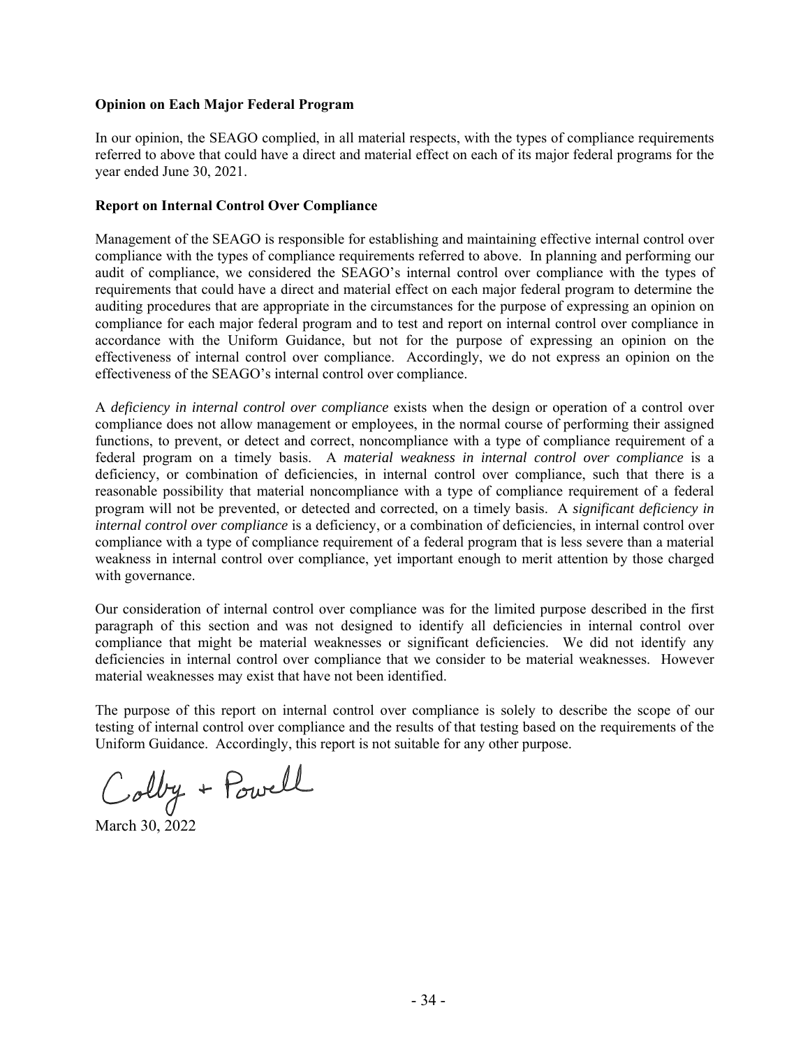**Opinion on Each Major Federal Program**

In our opinion, the SEAGO complied, in all material respects, with the types of compliance requirements referred to above that could have a direct and material effect on each of its major federal programs for the year ended June 30, 2021.

**Report on Internal Control Over Compliance**

Management of the SEAGO is responsible for establishing and maintaining effective internal control over compliance with the types of compliance requirements referred to above. In planning and performing our audit of compliance, we considered the SEAGO's internal control over compliance with the types of requirements that could have a direct and material effect on each major federal program to determine the auditing procedures that are appropriate in the circumstances for the purpose of expressing an opinion on compliance for each major federal program and to test and report on internal control over compliance in accordance with the Uniform Guidance, but not for the purpose of expressing an opinion on the effectiveness of internal control over compliance. Accordingly, we do not express an opinion on the effectiveness of the SEAGO's internal control over compliance.

A *deficiency in internal control over compliance* exists when the design or operation of a control over compliance does not allow management or employees, in the normal course of performing their assigned functions, to prevent, or detect and correct, noncompliance with a type of compliance requirement of a federal program on a timely basis. A *material weakness in internal control over compliance* is a deficiency, or combination of deficiencies, in internal control over compliance, such that there is a reasonable possibility that material noncompliance with a type of compliance requirement of a federal program will not be prevented, or detected and corrected, on a timely basis. A *significant deficiency in internal control over compliance* is a deficiency, or a combination of deficiencies, in internal control over compliance with a type of compliance requirement of a federal program that is less severe than a material weakness in internal control over compliance, yet important enough to merit attention by those charged with governance.

Our consideration of internal control over compliance was for the limited purpose described in the first paragraph of this section and was not designed to identify all deficiencies in internal control over compliance that might be material weaknesses or significant deficiencies. We did not identify any deficiencies in internal control over compliance that we consider to be material weaknesses. However material weaknesses may exist that have not been identified.

The purpose of this report on internal control over compliance is solely to describe the scope of our testing of internal control over compliance and the results of that testing based on the requirements of the Uniform Guidance. Accordingly, this report is not suitable for any other purpose.

Colby + Powell

March 30, 2022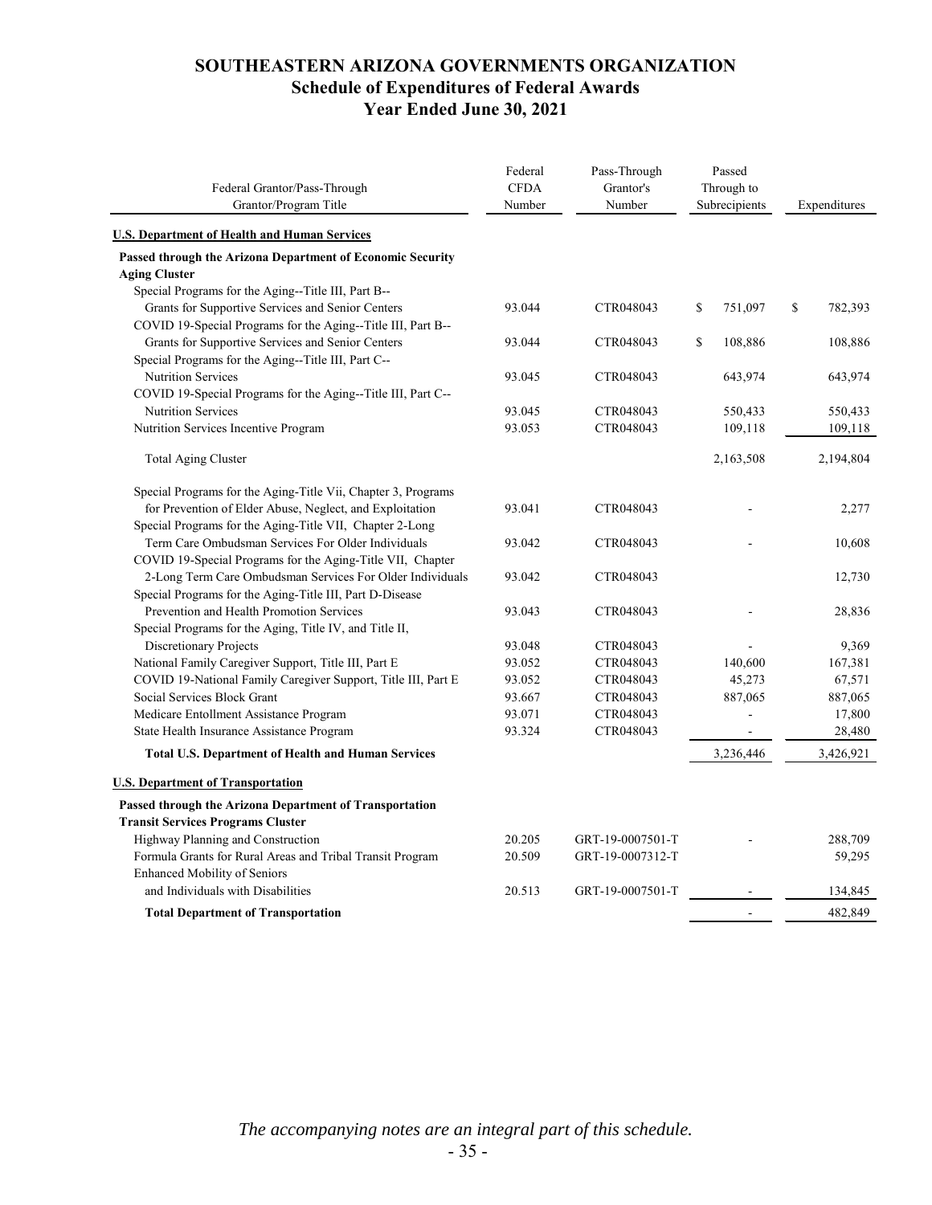# SOUTHEASTERN ARIZONA GOVERNMENTS ORGANIZATION
## Schedule of Expenditures of Federal Awards
## Year Ended June 30, 2021

| Federal Grantor/Pass-Through Grantor/Program Title | Federal CFDA Number | Pass-Through Grantor's Number | Passed Through to Subrecipients | Expenditures |
|---|---|---|---|---|
| **U.S. Department of Health and Human Services** | | | | |
| **Passed through the Arizona Department of Economic Security** | | | | |
| **Aging Cluster** | | | | |
| Special Programs for the Aging--Title III, Part B-- Grants for Supportive Services and Senior Centers | 93.044 | CTR048043 | $ 751,097 | $ 782,393 |
| COVID 19-Special Programs for the Aging--Title III, Part B-- Grants for Supportive Services and Senior Centers | 93.044 | CTR048043 | $ 108,886 | 108,886 |
| Special Programs for the Aging--Title III, Part C-- Nutrition Services | 93.045 | CTR048043 | 643,974 | 643,974 |
| COVID 19-Special Programs for the Aging--Title III, Part C-- Nutrition Services | 93.045 | CTR048043 | 550,433 | 550,433 |
| Nutrition Services Incentive Program | 93.053 | CTR048043 | 109,118 | 109,118 |
| Total Aging Cluster | | | 2,163,508 | 2,194,804 |
| Special Programs for the Aging-Title Vii, Chapter 3, Programs for Prevention of Elder Abuse, Neglect, and Exploitation | 93.041 | CTR048043 | - | 2,277 |
| Special Programs for the Aging-Title VII, Chapter 2-Long Term Care Ombudsman Services For Older Individuals | 93.042 | CTR048043 | - | 10,608 |
| COVID 19-Special Programs for the Aging-Title VII, Chapter 2-Long Term Care Ombudsman Services For Older Individuals | 93.042 | CTR048043 | | 12,730 |
| Special Programs for the Aging-Title III, Part D-Disease Prevention and Health Promotion Services | 93.043 | CTR048043 | - | 28,836 |
| Special Programs for the Aging, Title IV, and Title II, Discretionary Projects | 93.048 | CTR048043 | - | 9,369 |
| National Family Caregiver Support, Title III, Part E | 93.052 | CTR048043 | 140,600 | 167,381 |
| COVID 19-National Family Caregiver Support, Title III, Part E | 93.052 | CTR048043 | 45,273 | 67,571 |
| Social Services Block Grant | 93.667 | CTR048043 | 887,065 | 887,065 |
| Medicare Entollment Assistance Program | 93.071 | CTR048043 | - | 17,800 |
| State Health Insurance Assistance Program | 93.324 | CTR048043 | - | 28,480 |
| **Total U.S. Department of Health and Human Services** | | | 3,236,446 | 3,426,921 |
| **U.S. Department of Transportation** | | | | |
| **Passed through the Arizona Department of Transportation** | | | | |
| **Transit Services Programs Cluster** | | | | |
| Highway Planning and Construction | 20.205 | GRT-19-0007501-T | - | 288,709 |
| Formula Grants for Rural Areas and Tribal Transit Program | 20.509 | GRT-19-0007312-T | | 59,295 |
| Enhanced Mobility of Seniors and Individuals with Disabilities | 20.513 | GRT-19-0007501-T | - | 134,845 |
| **Total Department of Transportation** | | | - | 482,849 |

*The accompanying notes are an integral part of this schedule.*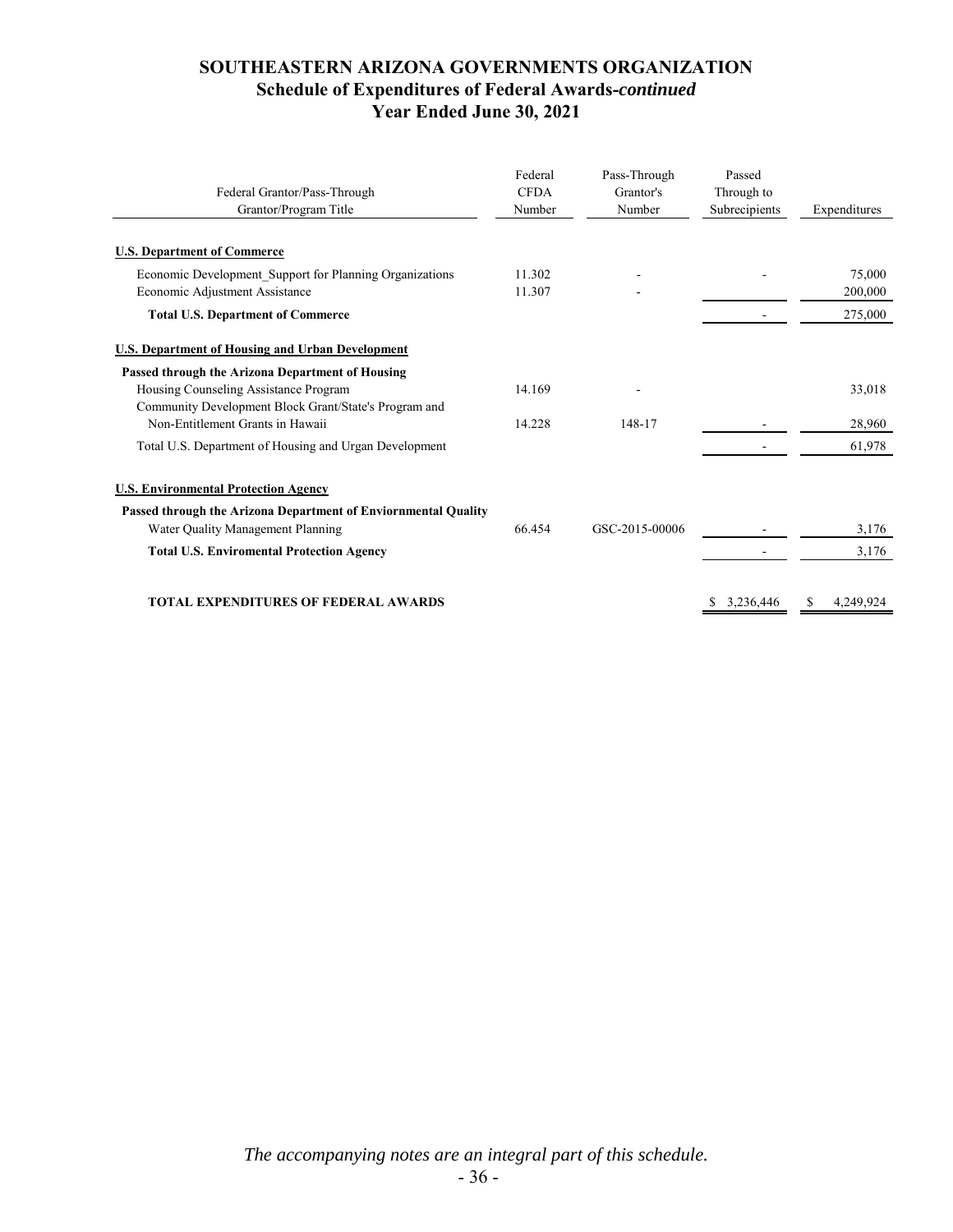# SOUTHEASTERN ARIZONA GOVERNMENTS ORGANIZATION

## Schedule of Expenditures of Federal Awards-*continued*

## Year Ended June 30, 2021

| Federal Grantor/Pass-Through Grantor/Program Title | Federal CFDA Number | Pass-Through Grantor's Number | Passed Through to Subrecipients | Expenditures |
|---|---|---|---|---|
| **U.S. Department of Commerce** | | | | |
| Economic Development_Support for Planning Organizations | 11.302 | - | - | 75,000 |
| Economic Adjustment Assistance | 11.307 | - | | 200,000 |
| **Total U.S. Department of Commerce** | | | - | 275,000 |
| **U.S. Department of Housing and Urban Development** | | | | |
| **Passed through the Arizona Department of Housing** | | | | |
| Housing Counseling Assistance Program | 14.169 | - | | 33,018 |
| Community Development Block Grant/State's Program and Non-Entitlement Grants in Hawaii | 14.228 | 148-17 | - | 28,960 |
| Total U.S. Department of Housing and Urgan Development | | | - | 61,978 |
| **U.S. Environmental Protection Agency** | | | | |
| **Passed through the Arizona Department of Enviornmental Quality** | | | | |
| Water Quality Management Planning | 66.454 | GSC-2015-00006 | - | 3,176 |
| **Total U.S. Enviromental Protection Agency** | | | - | 3,176 |
| **TOTAL EXPENDITURES OF FEDERAL AWARDS** | | | $ 3,236,446 | $ 4,249,924 |

*The accompanying notes are an integral part of this schedule.*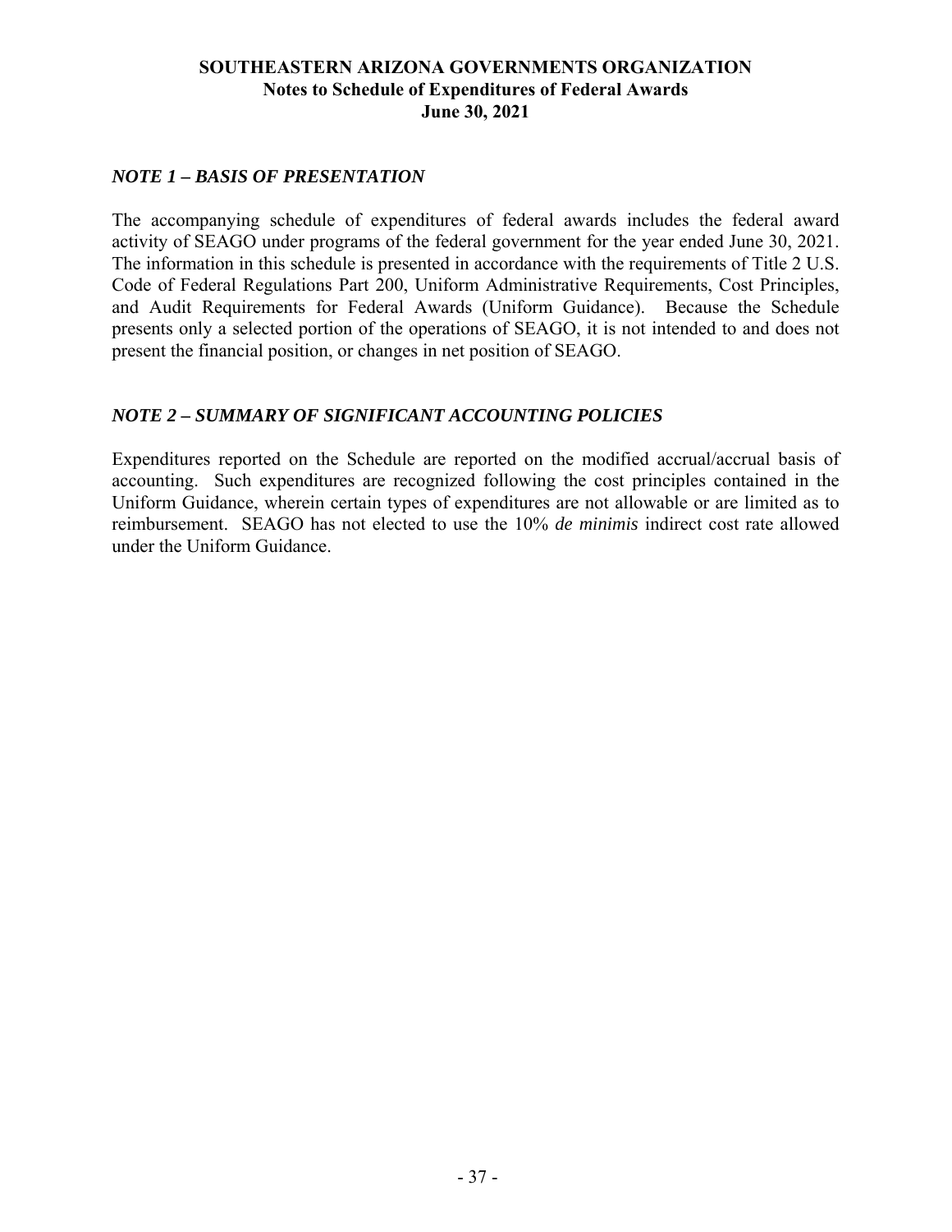# SOUTHEASTERN ARIZONA GOVERNMENTS ORGANIZATION
## Notes to Schedule of Expenditures of Federal Awards
## June 30, 2021

### *NOTE 1 – BASIS OF PRESENTATION*

The accompanying schedule of expenditures of federal awards includes the federal award activity of SEAGO under programs of the federal government for the year ended June 30, 2021. The information in this schedule is presented in accordance with the requirements of Title 2 U.S. Code of Federal Regulations Part 200, Uniform Administrative Requirements, Cost Principles, and Audit Requirements for Federal Awards (Uniform Guidance). Because the Schedule presents only a selected portion of the operations of SEAGO, it is not intended to and does not present the financial position, or changes in net position of SEAGO.

### *NOTE 2 – SUMMARY OF SIGNIFICANT ACCOUNTING POLICIES*

Expenditures reported on the Schedule are reported on the modified accrual/accrual basis of accounting. Such expenditures are recognized following the cost principles contained in the Uniform Guidance, wherein certain types of expenditures are not allowable or are limited as to reimbursement. SEAGO has not elected to use the 10% *de minimis* indirect cost rate allowed under the Uniform Guidance.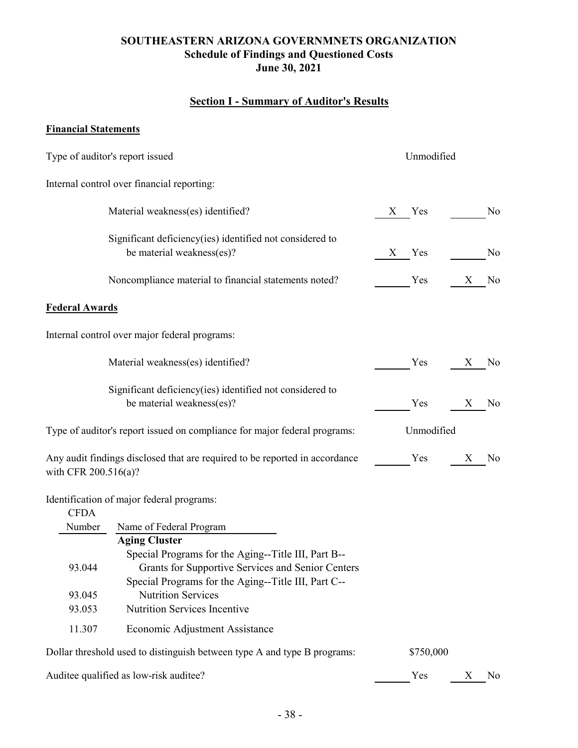# SOUTHEASTERN ARIZONA GOVERNMNETS ORGANIZATION
## Schedule of Findings and Questioned Costs
## June 30, 2021

### Section I - Summary of Auditor's Results

**Financial Statements**

| | | |
|---|---|---|
| Type of auditor's report issued | Unmodified | |
| Internal control over financial reporting: | | |
| Material weakness(es) identified? | X Yes | No |
| Significant deficiency(ies) identified not considered to be material weakness(es)? | X Yes | No |
| Noncompliance material to financial statements noted? | Yes | X No |

**Federal Awards**

| | | |
|---|---|---|
| Internal control over major federal programs: | | |
| Material weakness(es) identified? | Yes | X No |
| Significant deficiency(ies) identified not considered to be material weakness(es)? | Yes | X No |
| Type of auditor's report issued on compliance for major federal programs: | Unmodified | |
| Any audit findings disclosed that are required to be reported in accordance with CFR 200.516(a)? | Yes | X No |

Identification of major federal programs:

| CFDA Number | Name of Federal Program |
|---|---|
| | **Aging Cluster** |
| 93.044 | Special Programs for the Aging--Title III, Part B-- Grants for Supportive Services and Senior Centers |
| 93.045 | Special Programs for the Aging--Title III, Part C-- Nutrition Services |
| 93.053 | Nutrition Services Incentive |
| 11.307 | Economic Adjustment Assistance |

| | | |
|---|---|---|
| Dollar threshold used to distinguish between type A and type B programs: | $750,000 | |
| Auditee qualified as low-risk auditee? | Yes | X No |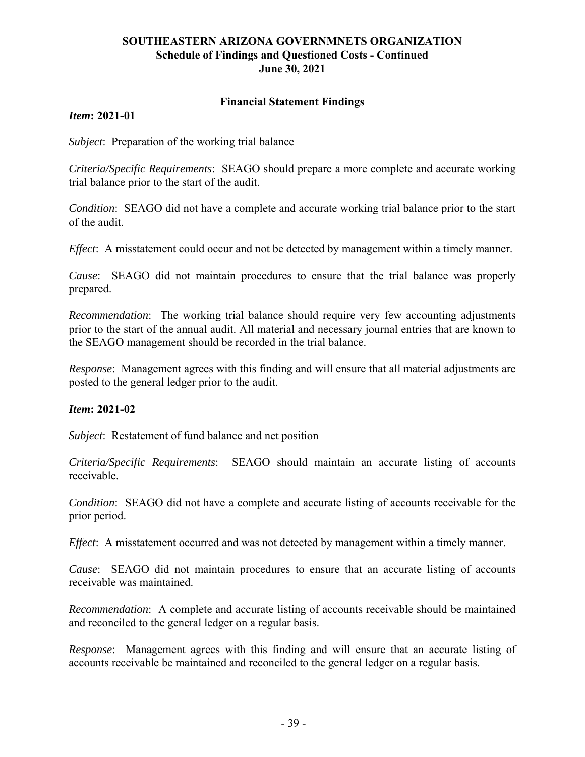## SOUTHEASTERN ARIZONA GOVERNMNETS ORGANIZATION
### Schedule of Findings and Questioned Costs - Continued
### June 30, 2021

### Financial Statement Findings

***Item*: 2021-01**

*Subject*: Preparation of the working trial balance

*Criteria/Specific Requirements*: SEAGO should prepare a more complete and accurate working trial balance prior to the start of the audit.

*Condition*: SEAGO did not have a complete and accurate working trial balance prior to the start of the audit.

*Effect*: A misstatement could occur and not be detected by management within a timely manner.

*Cause*: SEAGO did not maintain procedures to ensure that the trial balance was properly prepared.

*Recommendation*: The working trial balance should require very few accounting adjustments prior to the start of the annual audit. All material and necessary journal entries that are known to the SEAGO management should be recorded in the trial balance.

*Response*: Management agrees with this finding and will ensure that all material adjustments are posted to the general ledger prior to the audit.

***Item*: 2021-02**

*Subject*: Restatement of fund balance and net position

*Criteria/Specific Requirements*: SEAGO should maintain an accurate listing of accounts receivable.

*Condition*: SEAGO did not have a complete and accurate listing of accounts receivable for the prior period.

*Effect*: A misstatement occurred and was not detected by management within a timely manner.

*Cause*: SEAGO did not maintain procedures to ensure that an accurate listing of accounts receivable was maintained.

*Recommendation*: A complete and accurate listing of accounts receivable should be maintained and reconciled to the general ledger on a regular basis.

*Response*: Management agrees with this finding and will ensure that an accurate listing of accounts receivable be maintained and reconciled to the general ledger on a regular basis.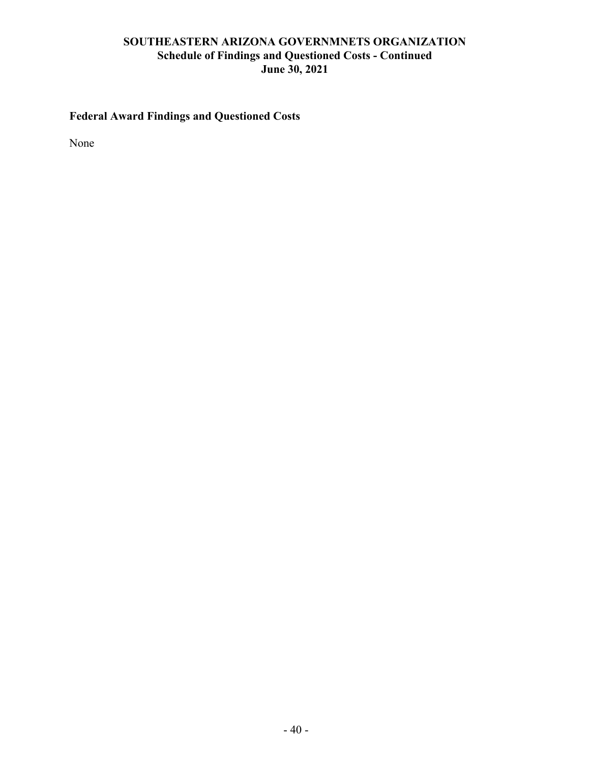# SOUTHEASTERN ARIZONA GOVERNMNETS ORGANIZATION
## Schedule of Findings and Questioned Costs - Continued
## June 30, 2021

### Federal Award Findings and Questioned Costs

None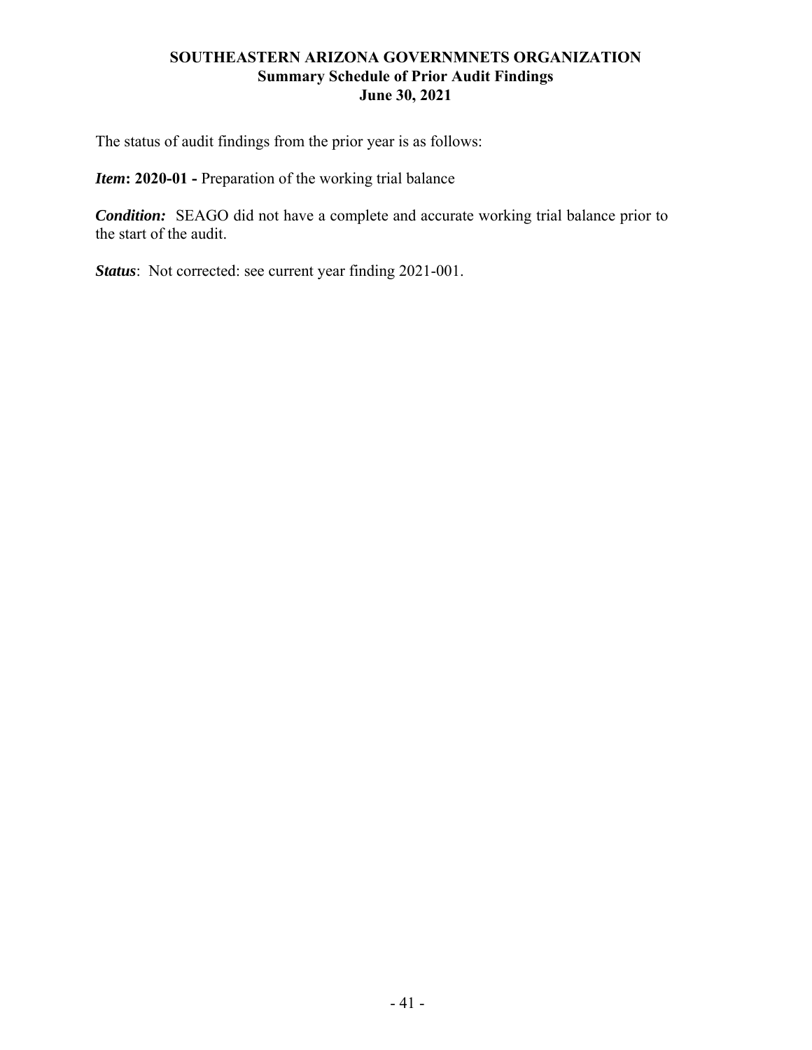# SOUTHEASTERN ARIZONA GOVERNMNETS ORGANIZATION
## Summary Schedule of Prior Audit Findings
## June 30, 2021

The status of audit findings from the prior year is as follows:

***Item*: 2020-01 -** Preparation of the working trial balance

***Condition:*** SEAGO did not have a complete and accurate working trial balance prior to the start of the audit.

***Status***: Not corrected: see current year finding 2021-001.